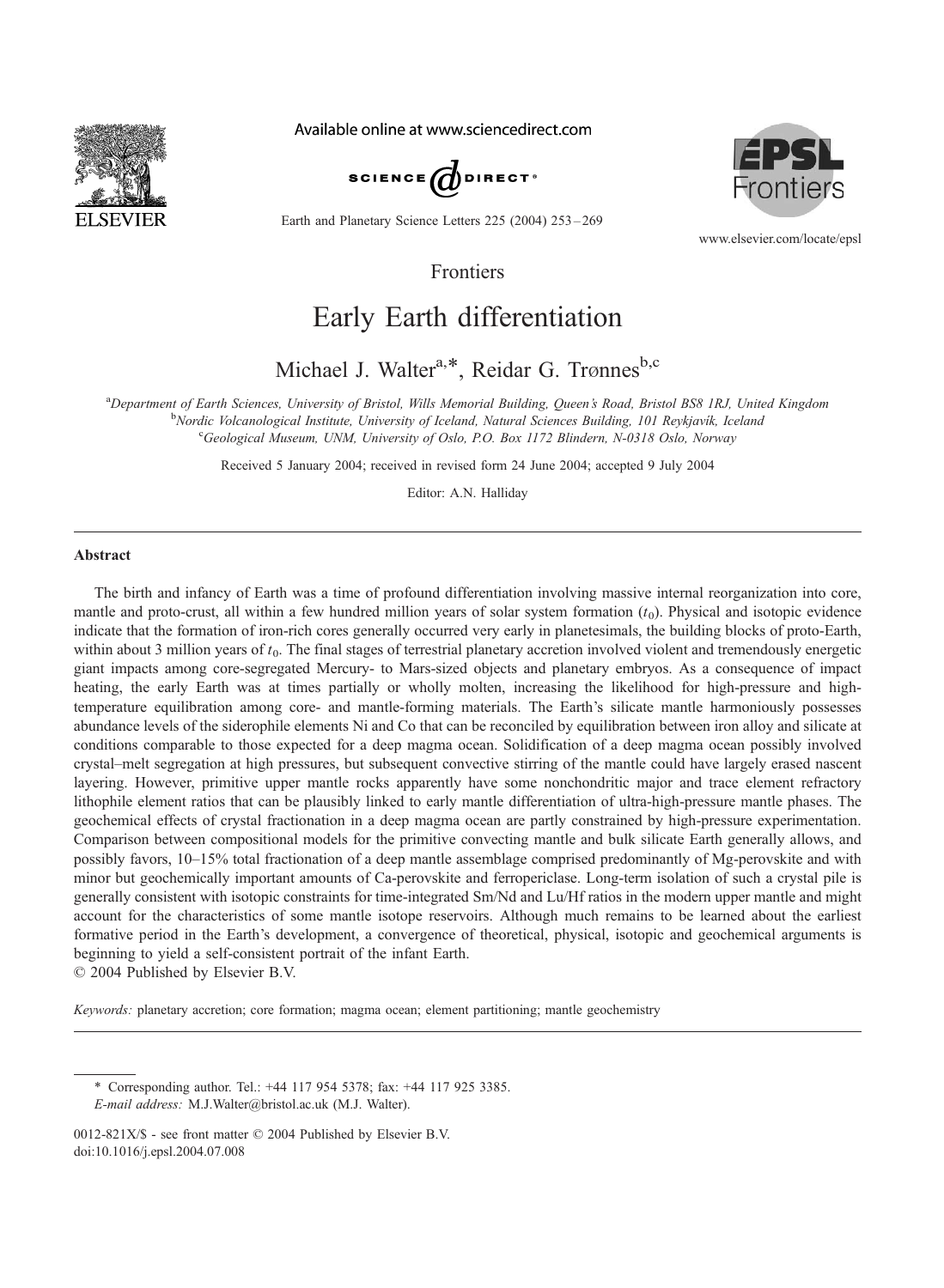Frontiers

# Early Earth differentiation

Michael J. Walter[a,*], Reidar G. Trønnes[b,c]

[a]Department of Earth Sciences, University of Bristol, Wills Memorial Building, Queen's Road, Bristol BS8 1RJ, United Kingdom
[b]Nordic Volcanological Institute, University of Iceland, Natural Sciences Building, 101 Reykjavík, Iceland
[c]Geological Museum, UNM, University of Oslo, P.O. Box 1172 Blindern, N-0318 Oslo, Norway

Received 5 January 2004; received in revised form 24 June 2004; accepted 9 July 2004

Editor: A.N. Halliday

## Abstract

The birth and infancy of Earth was a time of profound differentiation involving massive internal reorganization into core, mantle and proto-crust, all within a few hundred million years of solar system formation ($t_0$). Physical and isotopic evidence indicate that the formation of iron-rich cores generally occurred very early in planetesimals, the building blocks of proto-Earth, within about 3 million years of $t_0$. The final stages of terrestrial planetary accretion involved violent and tremendously energetic giant impacts among core-segregated Mercury- to Mars-sized objects and planetary embryos. As a consequence of impact heating, the early Earth was at times partially or wholly molten, increasing the likelihood for high-pressure and high-temperature equilibration among core- and mantle-forming materials. The Earth's silicate mantle harmoniously possesses abundance levels of the siderophile elements Ni and Co that can be reconciled by equilibration between iron alloy and silicate at conditions comparable to those expected for a deep magma ocean. Solidification of a deep magma ocean possibly involved crystal–melt segregation at high pressures, but subsequent convective stirring of the mantle could have largely erased nascent layering. However, primitive upper mantle rocks apparently have some nonchondritic major and trace element refractory lithophile element ratios that can be plausibly linked to early mantle differentiation of ultra-high-pressure mantle phases. The geochemical effects of crystal fractionation in a deep magma ocean are partly constrained by high-pressure experimentation. Comparison between compositional models for the primitive convecting mantle and bulk silicate Earth generally allows, and possibly favors, 10–15% total fractionation of a deep mantle assemblage comprised predominantly of Mg-perovskite and with minor but geochemically important amounts of Ca-perovskite and ferropericlase. Long-term isolation of such a crystal pile is generally consistent with isotopic constraints for time-integrated Sm/Nd and Lu/Hf ratios in the modern upper mantle and might account for the characteristics of some mantle isotope reservoirs. Although much remains to be learned about the earliest formative period in the Earth's development, a convergence of theoretical, physical, isotopic and geochemical arguments is beginning to yield a self-consistent portrait of the infant Earth.
© 2004 Published by Elsevier B.V.

*Keywords:* planetary accretion; core formation; magma ocean; element partitioning; mantle geochemistry

\* Corresponding author. Tel.: +44 117 954 5378; fax: +44 117 925 3385.
*E-mail address:* M.J.Walter@bristol.ac.uk (M.J. Walter).

0012-821X/$ - see front matter © 2004 Published by Elsevier B.V.
doi:10.1016/j.epsl.2004.07.008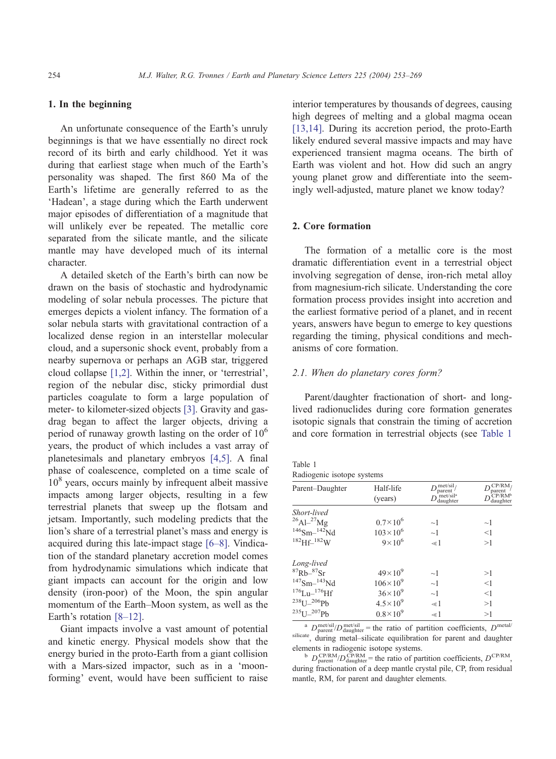## 1. In the beginning

An unfortunate consequence of the Earth's unruly beginnings is that we have essentially no direct rock record of its birth and early childhood. Yet it was during that earliest stage when much of the Earth's personality was shaped. The first 860 Ma of the Earth's lifetime are generally referred to as the 'Hadean', a stage during which the Earth underwent major episodes of differentiation of a magnitude that will unlikely ever be repeated. The metallic core separated from the silicate mantle, and the silicate mantle may have developed much of its internal character.

A detailed sketch of the Earth's birth can now be drawn on the basis of stochastic and hydrodynamic modeling of solar nebula processes. The picture that emerges depicts a violent infancy. The formation of a solar nebula starts with gravitational contraction of a localized dense region in an interstellar molecular cloud, and a supersonic shock event, probably from a nearby supernova or perhaps an AGB star, triggered cloud collapse [1,2]. Within the inner, or 'terrestrial', region of the nebular disc, sticky primordial dust particles coagulate to form a large population of meter- to kilometer-sized objects [3]. Gravity and gas-drag began to affect the larger objects, driving a period of runaway growth lasting on the order of $10^6$ years, the product of which includes a vast array of planetesimals and planetary embryos [4,5]. A final phase of coalescence, completed on a time scale of $10^8$ years, occurs mainly by infrequent albeit massive impacts among larger objects, resulting in a few terrestrial planets that sweep up the flotsam and jetsam. Importantly, such modeling predicts that the lion's share of a terrestrial planet's mass and energy is acquired during this late-impact stage [6–8]. Vindication of the standard planetary accretion model comes from hydrodynamic simulations which indicate that giant impacts can account for the origin and low density (iron-poor) of the Moon, the spin angular momentum of the Earth–Moon system, as well as the Earth's rotation [8–12].

Giant impacts involve a vast amount of potential and kinetic energy. Physical models show that the energy buried in the proto-Earth from a giant collision with a Mars-sized impactor, such as in a 'moon-forming' event, would have been sufficient to raise interior temperatures by thousands of degrees, causing high degrees of melting and a global magma ocean [13,14]. During its accretion period, the proto-Earth likely endured several massive impacts and may have experienced transient magma oceans. The birth of Earth was violent and hot. How did such an angry young planet grow and differentiate into the seemingly well-adjusted, mature planet we know today?

## 2. Core formation

The formation of a metallic core is the most dramatic differentiation event in a terrestrial object involving segregation of dense, iron-rich metal alloy from magnesium-rich silicate. Understanding the core formation process provides insight into accretion and the earliest formative period of a planet, and in recent years, answers have begun to emerge to key questions regarding the timing, physical conditions and mechanisms of core formation.

### 2.1. When do planetary cores form?

Parent/daughter fractionation of short- and long-lived radionuclides during core formation generates isotopic signals that constrain the timing of accretion and core formation in terrestrial objects (see Table 1

Table 1
Radiogenic isotope systems

| Parent–Daughter | Half-life (years) | $D_{\text{parent}}^{\text{met/sil}}/D_{\text{daughter}}^{\text{met/sil}}$ [a] | $D_{\text{parent}}^{\text{CP/RM}}/D_{\text{daughter}}^{\text{CP/RM}}$ [b] |
|---|---|---|---|
| *Short-lived* | | | |
| $^{26}$Al–$^{27}$Mg | $0.7\times10^{6}$ | ~1 | ~1 |
| $^{146}$Sm–$^{142}$Nd | $103\times10^{6}$ | ~1 | <1 |
| $^{182}$Hf–$^{182}$W | $9\times10^{6}$ | ⪡1 | >1 |
| *Long-lived* | | | |
| $^{87}$Rb–$^{87}$Sr | $49\times10^{9}$ | ~1 | >1 |
| $^{147}$Sm–$^{143}$Nd | $106\times10^{9}$ | ~1 | <1 |
| $^{176}$Lu–$^{176}$Hf | $36\times10^{9}$ | ~1 | <1 |
| $^{238}$U–$^{206}$Pb | $4.5\times10^{9}$ | ⪡1 | >1 |
| $^{235}$U–$^{207}$Pb | $0.8\times10^{9}$ | ⪡1 | >1 |

[a] $D_{\text{parent}}^{\text{met/sil}}/D_{\text{daughter}}^{\text{met/sil}}$ = the ratio of partition coefficients, $D^{\text{metal/silicate}}$, during metal–silicate equilibration for parent and daughter elements in radiogenic isotope systems.

[b] $D_{\text{parent}}^{\text{CP/RM}}/D_{\text{daughter}}^{\text{CP/RM}}$ = the ratio of partition coefficients, $D^{\text{CP/RM}}$, during fractionation of a deep mantle crystal pile, CP, from residual mantle, RM, for parent and daughter elements.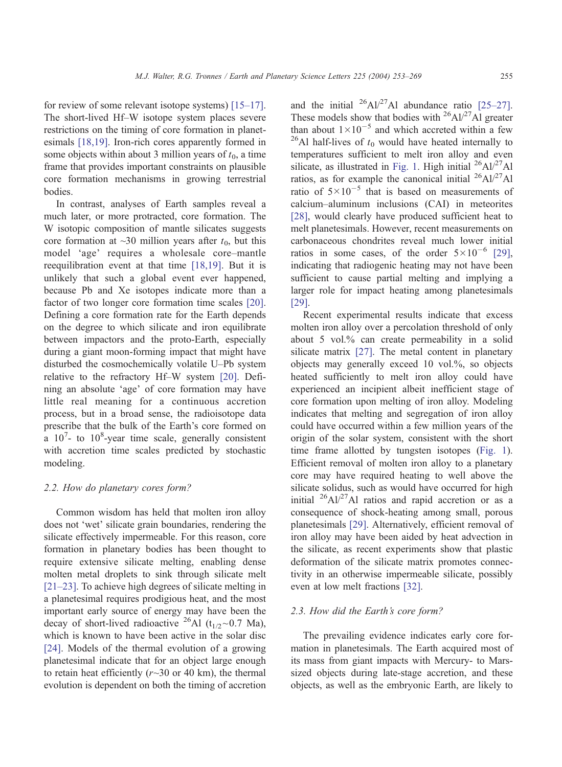for review of some relevant isotope systems) [15–17]. The short-lived Hf–W isotope system places severe restrictions on the timing of core formation in planetesimals [18,19]. Iron-rich cores apparently formed in some objects within about 3 million years of $t_0$, a time frame that provides important constraints on plausible core formation mechanisms in growing terrestrial bodies.

In contrast, analyses of Earth samples reveal a much later, or more protracted, core formation. The W isotopic composition of mantle silicates suggests core formation at ~30 million years after $t_0$, but this model 'age' requires a wholesale core–mantle reequilibration event at that time [18,19]. But it is unlikely that such a global event ever happened, because Pb and Xe isotopes indicate more than a factor of two longer core formation time scales [20]. Defining a core formation rate for the Earth depends on the degree to which silicate and iron equilibrate between impactors and the proto-Earth, especially during a giant moon-forming impact that might have disturbed the cosmochemically volatile U–Pb system relative to the refractory Hf–W system [20]. Defining an absolute 'age' of core formation may have little real meaning for a continuous accretion process, but in a broad sense, the radioisotope data prescribe that the bulk of the Earth's core formed on a $10^7$- to $10^8$-year time scale, generally consistent with accretion time scales predicted by stochastic modeling.

### 2.2. How do planetary cores form?

Common wisdom has held that molten iron alloy does not 'wet' silicate grain boundaries, rendering the silicate effectively impermeable. For this reason, core formation in planetary bodies has been thought to require extensive silicate melting, enabling dense molten metal droplets to sink through silicate melt [21–23]. To achieve high degrees of silicate melting in a planetesimal requires prodigious heat, and the most important early source of energy may have been the decay of short-lived radioactive $^{26}$Al ($t_{1/2}$~0.7 Ma), which is known to have been active in the solar disc [24]. Models of the thermal evolution of a growing planetesimal indicate that for an object large enough to retain heat efficiently ($r$~30 or 40 km), the thermal evolution is dependent on both the timing of accretion and the initial $^{26}$Al/$^{27}$Al abundance ratio [25–27]. These models show that bodies with $^{26}$Al/$^{27}$Al greater than about $1\times10^{-5}$ and which accreted within a few $^{26}$Al half-lives of $t_0$ would have heated internally to temperatures sufficient to melt iron alloy and even silicate, as illustrated in Fig. 1. High initial $^{26}$Al/$^{27}$Al ratios, as for example the canonical initial $^{26}$Al/$^{27}$Al ratio of $5\times10^{-5}$ that is based on measurements of calcium–aluminum inclusions (CAI) in meteorites [28], would clearly have produced sufficient heat to melt planetesimals. However, recent measurements on carbonaceous chondrites reveal much lower initial ratios in some cases, of the order $5\times10^{-6}$ [29], indicating that radiogenic heating may not have been sufficient to cause partial melting and implying a larger role for impact heating among planetesimals [29].

Recent experimental results indicate that excess molten iron alloy over a percolation threshold of only about 5 vol.% can create permeability in a solid silicate matrix [27]. The metal content in planetary objects may generally exceed 10 vol.%, so objects heated sufficiently to melt iron alloy could have experienced an incipient albeit inefficient stage of core formation upon melting of iron alloy. Modeling indicates that melting and segregation of iron alloy could have occurred within a few million years of the origin of the solar system, consistent with the short time frame allotted by tungsten isotopes (Fig. 1). Efficient removal of molten iron alloy to a planetary core may have required heating to well above the silicate solidus, such as would have occurred for high initial $^{26}$Al/$^{27}$Al ratios and rapid accretion or as a consequence of shock-heating among small, porous planetesimals [29]. Alternatively, efficient removal of iron alloy may have been aided by heat advection in the silicate, as recent experiments show that plastic deformation of the silicate matrix promotes connectivity in an otherwise impermeable silicate, possibly even at low melt fractions [32].

### 2.3. How did the Earth's core form?

The prevailing evidence indicates early core formation in planetesimals. The Earth acquired most of its mass from giant impacts with Mercury- to Mars-sized objects during late-stage accretion, and these objects, as well as the embryonic Earth, are likely to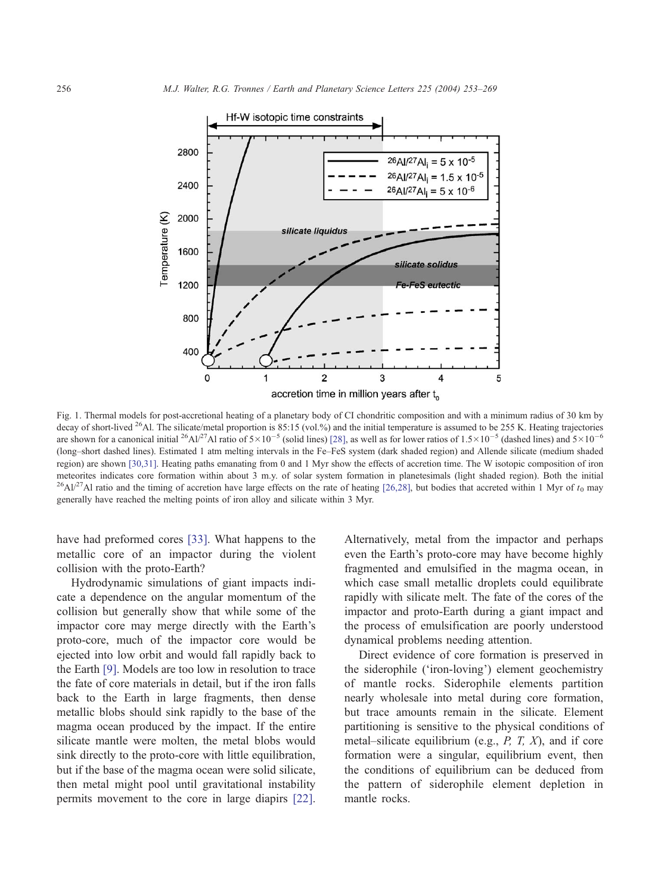Hf-W isotopic time constraints

Temperature (K)

2800
2400
2000
1600
1200
800
400

$^{26}Al/^{27}Al_i = 5 \times 10^{-5}$

$^{26}Al/^{27}Al_i = 1.5 \times 10^{-5}$

$^{26}Al/^{27}Al_i = 5 \times 10^{-6}$

silicate liquidus

silicate solidus

Fe-FeS eutectic

0 1 2 3 4 5

accretion time in million years after $t_0$

Fig. 1. Thermal models for post-accretional heating of a planetary body of CI chondritic composition and with a minimum radius of 30 km by decay of short-lived $^{26}$Al. The silicate/metal proportion is 85:15 (vol.%) and the initial temperature is assumed to be 255 K. Heating trajectories are shown for a canonical initial $^{26}$Al/$^{27}$Al ratio of $5 \times 10^{-5}$ (solid lines) [28], as well as for lower ratios of $1.5 \times 10^{-5}$ (dashed lines) and $5 \times 10^{-6}$ (long–short dashed lines). Estimated 1 atm melting intervals in the Fe–FeS system (dark shaded region) and Allende silicate (medium shaded region) are shown [30,31]. Heating paths emanating from 0 and 1 Myr show the effects of accretion time. The W isotopic composition of iron meteorites indicates core formation within about 3 m.y. of solar system formation in planetesimals (light shaded region). Both the initial $^{26}$Al/$^{27}$Al ratio and the timing of accretion have large effects on the rate of heating [26,28], but bodies that accreted within 1 Myr of $t_0$ may generally have reached the melting points of iron alloy and silicate within 3 Myr.

have had preformed cores [33]. What happens to the metallic core of an impactor during the violent collision with the proto-Earth?

Hydrodynamic simulations of giant impacts indicate a dependence on the angular momentum of the collision but generally show that while some of the impactor core may merge directly with the Earth's proto-core, much of the impactor core would be ejected into low orbit and would fall rapidly back to the Earth [9]. Models are too low in resolution to trace the fate of core materials in detail, but if the iron falls back to the Earth in large fragments, then dense metallic blobs should sink rapidly to the base of the magma ocean produced by the impact. If the entire silicate mantle were molten, the metal blobs would sink directly to the proto-core with little equilibration, but if the base of the magma ocean were solid silicate, then metal might pool until gravitational instability permits movement to the core in large diapirs [22]. Alternatively, metal from the impactor and perhaps even the Earth's proto-core may have become highly fragmented and emulsified in the magma ocean, in which case small metallic droplets could equilibrate rapidly with silicate melt. The fate of the cores of the impactor and proto-Earth during a giant impact and the process of emulsification are poorly understood dynamical problems needing attention.

Direct evidence of core formation is preserved in the siderophile ('iron-loving') element geochemistry of mantle rocks. Siderophile elements partition nearly wholesale into metal during core formation, but trace amounts remain in the silicate. Element partitioning is sensitive to the physical conditions of metal–silicate equilibrium (e.g., $P$, $T$, $X$), and if core formation were a singular, equilibrium event, then the conditions of equilibrium can be deduced from the pattern of siderophile element depletion in mantle rocks.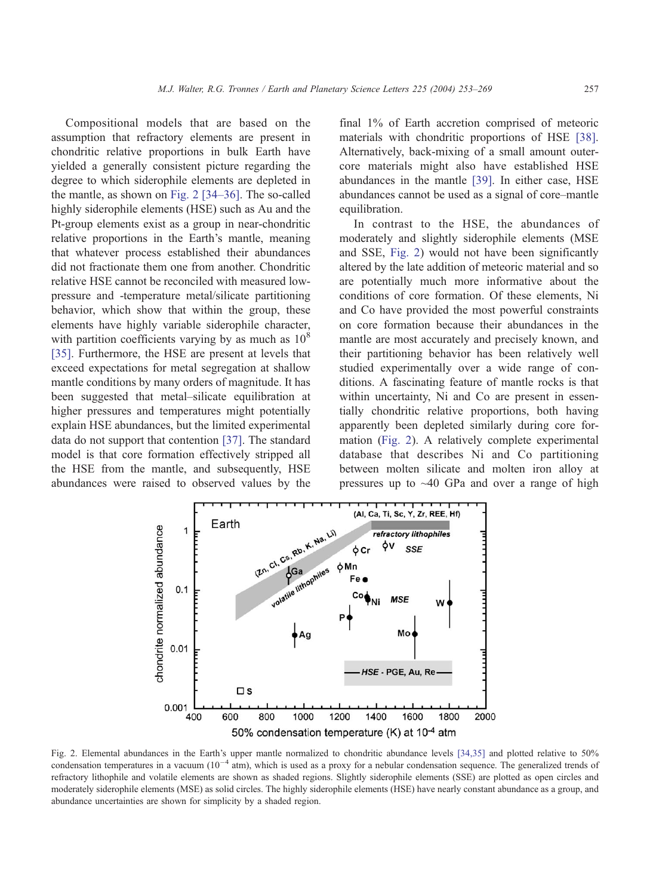Compositional models that are based on the assumption that refractory elements are present in chondritic relative proportions in bulk Earth have yielded a generally consistent picture regarding the degree to which siderophile elements are depleted in the mantle, as shown on Fig. 2 [34–36]. The so-called highly siderophile elements (HSE) such as Au and the Pt-group elements exist as a group in near-chondritic relative proportions in the Earth's mantle, meaning that whatever process established their abundances did not fractionate them one from another. Chondritic relative HSE cannot be reconciled with measured low-pressure and -temperature metal/silicate partitioning behavior, which show that within the group, these elements have highly variable siderophile character, with partition coefficients varying by as much as $10^8$ [35]. Furthermore, the HSE are present at levels that exceed expectations for metal segregation at shallow mantle conditions by many orders of magnitude. It has been suggested that metal–silicate equilibration at higher pressures and temperatures might potentially explain HSE abundances, but the limited experimental data do not support that contention [37]. The standard model is that core formation effectively stripped all the HSE from the mantle, and subsequently, HSE abundances were raised to observed values by the final 1% of Earth accretion comprised of meteoric materials with chondritic proportions of HSE [38]. Alternatively, back-mixing of a small amount outer-core materials might also have established HSE abundances in the mantle [39]. In either case, HSE abundances cannot be used as a signal of core–mantle equilibration.

In contrast to the HSE, the abundances of moderately and slightly siderophile elements (MSE and SSE, Fig. 2) would not have been significantly altered by the late addition of meteoric material and so are potentially much more informative about the conditions of core formation. Of these elements, Ni and Co have provided the most powerful constraints on core formation because their abundances in the mantle are most accurately and precisely known, and their partitioning behavior has been relatively well studied experimentally over a wide range of conditions. A fascinating feature of mantle rocks is that within uncertainty, Ni and Co are present in essentially chondritic relative proportions, both having apparently been depleted similarly during core formation (Fig. 2). A relatively complete experimental database that describes Ni and Co partitioning between molten silicate and molten iron alloy at pressures up to ~40 GPa and over a range of high

Fig. 2. Elemental abundances in the Earth's upper mantle normalized to chondritic abundance levels [34,35] and plotted relative to 50% condensation temperatures in a vacuum ($10^{-4}$ atm), which is used as a proxy for a nebular condensation sequence. The generalized trends of refractory lithophile and volatile elements are shown as shaded regions. Slightly siderophile elements (SSE) are plotted as open circles and moderately siderophile elements (MSE) as solid circles. The highly siderophile elements (HSE) have nearly constant abundance as a group, and abundance uncertainties are shown for simplicity by a shaded region.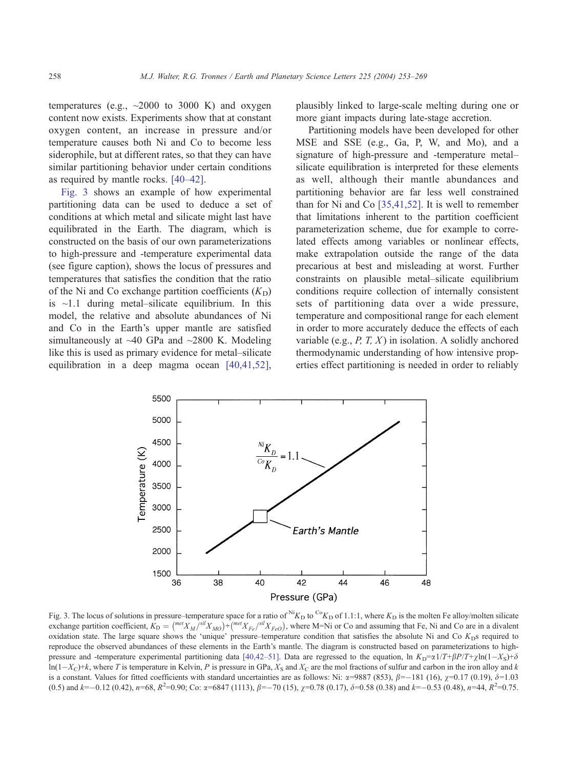temperatures (e.g., ~2000 to 3000 K) and oxygen content now exists. Experiments show that at constant oxygen content, an increase in pressure and/or temperature causes both Ni and Co to become less siderophile, but at different rates, so that they can have similar partitioning behavior under certain conditions as required by mantle rocks. [40–42].

Fig. 3 shows an example of how experimental partitioning data can be used to deduce a set of conditions at which metal and silicate might last have equilibrated in the Earth. The diagram, which is constructed on the basis of our own parameterizations to high-pressure and -temperature experimental data (see figure caption), shows the locus of pressures and temperatures that satisfies the condition that the ratio of the Ni and Co exchange partition coefficients ($K_D$) is ~1.1 during metal–silicate equilibrium. In this model, the relative and absolute abundances of Ni and Co in the Earth's upper mantle are satisfied simultaneously at ~40 GPa and ~2800 K. Modeling like this is used as primary evidence for metal–silicate equilibration in a deep magma ocean [40,41,52], plausibly linked to large-scale melting during one or more giant impacts during late-stage accretion.

Partitioning models have been developed for other MSE and SSE (e.g., Ga, P, W, and Mo), and a signature of high-pressure and -temperature metal–silicate equilibration is interpreted for these elements as well, although their mantle abundances and partitioning behavior are far less well constrained than for Ni and Co [35,41,52]. It is well to remember that limitations inherent to the partition coefficient parameterization scheme, due for example to correlated effects among variables or nonlinear effects, make extrapolation outside the range of the data precarious at best and misleading at worst. Further constraints on plausible metal–silicate equilibrium conditions require collection of internally consistent sets of partitioning data over a wide pressure, temperature and compositional range for each element in order to more accurately deduce the effects of each variable (e.g., $P$, $T$, $X$) in isolation. A solidly anchored thermodynamic understanding of how intensive properties effect partitioning is needed in order to reliably

$\frac{^{Ni}K_D}{^{Co}K_D} = 1.1$

Earth's Mantle

Temperature (K)

5500
5000
4500
4000
3500
3000
2500
2000
1500

Pressure (GPa)

36 38 40 42 44 46 48

Fig. 3. The locus of solutions in pressure–temperature space for a ratio of $^{Ni}K_D$ to $^{Co}K_D$ of 1.1:1, where $K_D$ is the molten Fe alloy/molten silicate exchange partition coefficient, $K_D = \left({}^{met}X_M / {}^{sil}X_{MO}\right) \div \left({}^{met}X_{Fe} / {}^{sil}X_{FeO}\right)$, where M=Ni or Co and assuming that Fe, Ni and Co are in a divalent oxidation state. The large square shows the 'unique' pressure–temperature condition that satisfies the absolute Ni and Co $K_D$s required to reproduce the observed abundances of these elements in the Earth's mantle. The diagram is constructed based on parameterizations to high-pressure and -temperature experimental partitioning data [40,42–51]. Data are regressed to the equation, $\ln K_D = \alpha 1/T + \beta P/T + \chi \ln(1 - X_S) + \delta \ln(1 - X_C) + k$, where $T$ is temperature in Kelvin, $P$ is pressure in GPa, $X_S$ and $X_C$ are the mol fractions of sulfur and carbon in the iron alloy and $k$ is a constant. Values for fitted coefficients with standard uncertainties are as follows: Ni: $\alpha$=9887 (853), $\beta$=−181 (16), $\chi$=0.17 (0.19), $\delta$=1.03 (0.5) and $k$=−0.12 (0.42), $n$=68, $R^2$=0.90; Co: $\alpha$=6847 (1113), $\beta$=−70 (15), $\chi$=0.78 (0.17), $\delta$=0.58 (0.38) and $k$=−0.53 (0.48), $n$=44, $R^2$=0.75.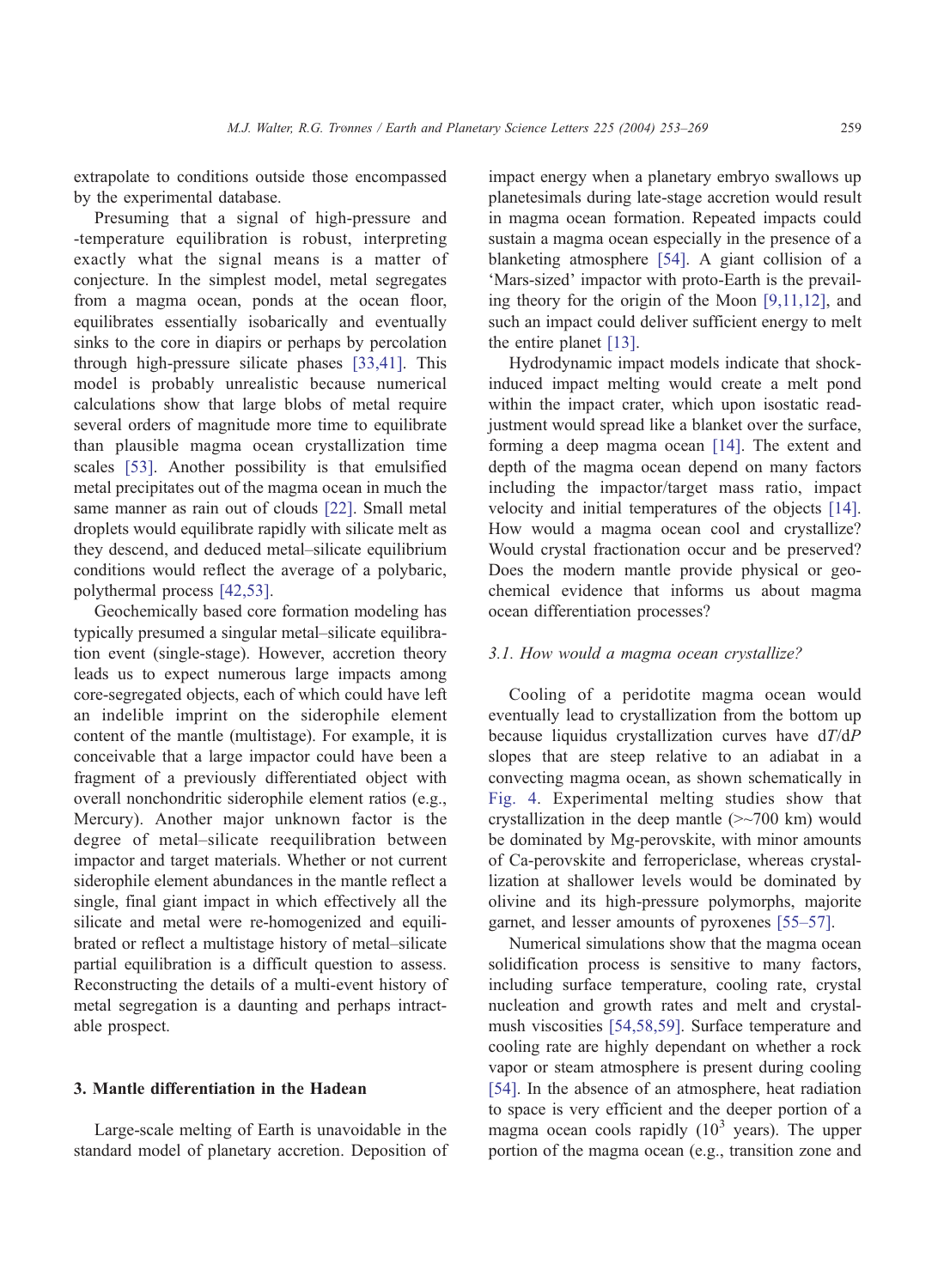extrapolate to conditions outside those encompassed by the experimental database.

Presuming that a signal of high-pressure and -temperature equilibration is robust, interpreting exactly what the signal means is a matter of conjecture. In the simplest model, metal segregates from a magma ocean, ponds at the ocean floor, equilibrates essentially isobarically and eventually sinks to the core in diapirs or perhaps by percolation through high-pressure silicate phases [33,41]. This model is probably unrealistic because numerical calculations show that large blobs of metal require several orders of magnitude more time to equilibrate than plausible magma ocean crystallization time scales [53]. Another possibility is that emulsified metal precipitates out of the magma ocean in much the same manner as rain out of clouds [22]. Small metal droplets would equilibrate rapidly with silicate melt as they descend, and deduced metal–silicate equilibrium conditions would reflect the average of a polybaric, polythermal process [42,53].

Geochemically based core formation modeling has typically presumed a singular metal–silicate equilibration event (single-stage). However, accretion theory leads us to expect numerous large impacts among core-segregated objects, each of which could have left an indelible imprint on the siderophile element content of the mantle (multistage). For example, it is conceivable that a large impactor could have been a fragment of a previously differentiated object with overall nonchondritic siderophile element ratios (e.g., Mercury). Another major unknown factor is the degree of metal–silicate reequilibration between impactor and target materials. Whether or not current siderophile element abundances in the mantle reflect a single, final giant impact in which effectively all the silicate and metal were re-homogenized and equilibrated or reflect a multistage history of metal–silicate partial equilibration is a difficult question to assess. Reconstructing the details of a multi-event history of metal segregation is a daunting and perhaps intractable prospect.

## 3. Mantle differentiation in the Hadean

Large-scale melting of Earth is unavoidable in the standard model of planetary accretion. Deposition of impact energy when a planetary embryo swallows up planetesimals during late-stage accretion would result in magma ocean formation. Repeated impacts could sustain a magma ocean especially in the presence of a blanketing atmosphere [54]. A giant collision of a ‘Mars-sized’ impactor with proto-Earth is the prevailing theory for the origin of the Moon [9,11,12], and such an impact could deliver sufficient energy to melt the entire planet [13].

Hydrodynamic impact models indicate that shock-induced impact melting would create a melt pond within the impact crater, which upon isostatic readjustment would spread like a blanket over the surface, forming a deep magma ocean [14]. The extent and depth of the magma ocean depend on many factors including the impactor/target mass ratio, impact velocity and initial temperatures of the objects [14]. How would a magma ocean cool and crystallize? Would crystal fractionation occur and be preserved? Does the modern mantle provide physical or geochemical evidence that informs us about magma ocean differentiation processes?

### *3.1. How would a magma ocean crystallize?*

Cooling of a peridotite magma ocean would eventually lead to crystallization from the bottom up because liquidus crystallization curves have $dT/dP$ slopes that are steep relative to an adiabat in a convecting magma ocean, as shown schematically in Fig. 4. Experimental melting studies show that crystallization in the deep mantle (>~700 km) would be dominated by Mg-perovskite, with minor amounts of Ca-perovskite and ferropericlase, whereas crystallization at shallower levels would be dominated by olivine and its high-pressure polymorphs, majorite garnet, and lesser amounts of pyroxenes [55–57].

Numerical simulations show that the magma ocean solidification process is sensitive to many factors, including surface temperature, cooling rate, crystal nucleation and growth rates and melt and crystal-mush viscosities [54,58,59]. Surface temperature and cooling rate are highly dependant on whether a rock vapor or steam atmosphere is present during cooling [54]. In the absence of an atmosphere, heat radiation to space is very efficient and the deeper portion of a magma ocean cools rapidly ($10^3$ years). The upper portion of the magma ocean (e.g., transition zone and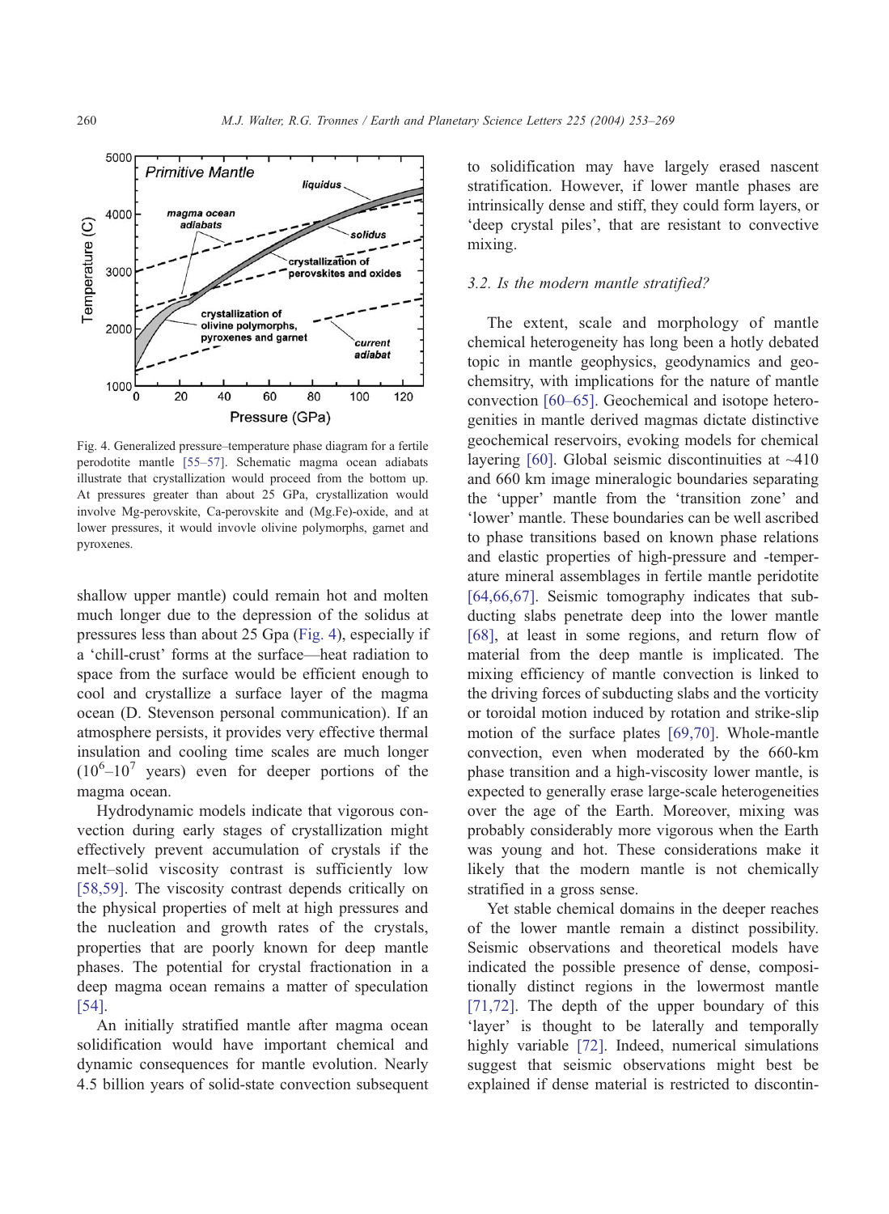Fig. 4. Generalized pressure–temperature phase diagram for a fertile perodotite mantle [55–57]. Schematic magma ocean adiabats illustrate that crystallization would proceed from the bottom up. At pressures greater than about 25 GPa, crystallization would involve Mg-perovskite, Ca-perovskite and (Mg.Fe)-oxide, and at lower pressures, it would invovle olivine polymorphs, garnet and pyroxenes.

shallow upper mantle) could remain hot and molten much longer due to the depression of the solidus at pressures less than about 25 Gpa (Fig. 4), especially if a 'chill-crust' forms at the surface—heat radiation to space from the surface would be efficient enough to cool and crystallize a surface layer of the magma ocean (D. Stevenson personal communication). If an atmosphere persists, it provides very effective thermal insulation and cooling time scales are much longer ($10^6$–$10^7$ years) even for deeper portions of the magma ocean.

Hydrodynamic models indicate that vigorous convection during early stages of crystallization might effectively prevent accumulation of crystals if the melt–solid viscosity contrast is sufficiently low [58,59]. The viscosity contrast depends critically on the physical properties of melt at high pressures and the nucleation and growth rates of the crystals, properties that are poorly known for deep mantle phases. The potential for crystal fractionation in a deep magma ocean remains a matter of speculation [54].

An initially stratified mantle after magma ocean solidification would have important chemical and dynamic consequences for mantle evolution. Nearly 4.5 billion years of solid-state convection subsequent to solidification may have largely erased nascent stratification. However, if lower mantle phases are intrinsically dense and stiff, they could form layers, or 'deep crystal piles', that are resistant to convective mixing.

### 3.2. Is the modern mantle stratified?

The extent, scale and morphology of mantle chemical heterogeneity has long been a hotly debated topic in mantle geophysics, geodynamics and geochemsitry, with implications for the nature of mantle convection [60–65]. Geochemical and isotope heterogenities in mantle derived magmas dictate distinctive geochemical reservoirs, evoking models for chemical layering [60]. Global seismic discontinuities at ~410 and 660 km image mineralogic boundaries separating the 'upper' mantle from the 'transition zone' and 'lower' mantle. These boundaries can be well ascribed to phase transitions based on known phase relations and elastic properties of high-pressure and -temperature mineral assemblages in fertile mantle peridotite [64,66,67]. Seismic tomography indicates that subducting slabs penetrate deep into the lower mantle [68], at least in some regions, and return flow of material from the deep mantle is implicated. The mixing efficiency of mantle convection is linked to the driving forces of subducting slabs and the vorticity or toroidal motion induced by rotation and strike-slip motion of the surface plates [69,70]. Whole-mantle convection, even when moderated by the 660-km phase transition and a high-viscosity lower mantle, is expected to generally erase large-scale heterogeneities over the age of the Earth. Moreover, mixing was probably considerably more vigorous when the Earth was young and hot. These considerations make it likely that the modern mantle is not chemically stratified in a gross sense.

Yet stable chemical domains in the deeper reaches of the lower mantle remain a distinct possibility. Seismic observations and theoretical models have indicated the possible presence of dense, compositionally distinct regions in the lowermost mantle [71,72]. The depth of the upper boundary of this 'layer' is thought to be laterally and temporally highly variable [72]. Indeed, numerical simulations suggest that seismic observations might best be explained if dense material is restricted to discontin-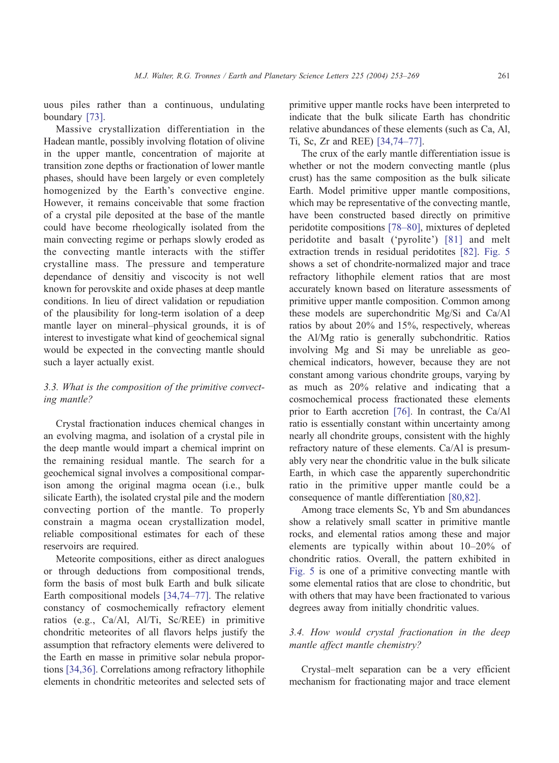uous piles rather than a continuous, undulating boundary [73].

Massive crystallization differentiation in the Hadean mantle, possibly involving flotation of olivine in the upper mantle, concentration of majorite at transition zone depths or fractionation of lower mantle phases, should have been largely or even completely homogenized by the Earth's convective engine. However, it remains conceivable that some fraction of a crystal pile deposited at the base of the mantle could have become rheologically isolated from the main convecting regime or perhaps slowly eroded as the convecting mantle interacts with the stiffer crystalline mass. The pressure and temperature dependance of densitiy and viscocity is not well known for perovskite and oxide phases at deep mantle conditions. In lieu of direct validation or repudiation of the plausibility for long-term isolation of a deep mantle layer on mineral–physical grounds, it is of interest to investigate what kind of geochemical signal would be expected in the convecting mantle should such a layer actually exist.

### 3.3. What is the composition of the primitive convecting mantle?

Crystal fractionation induces chemical changes in an evolving magma, and isolation of a crystal pile in the deep mantle would impart a chemical imprint on the remaining residual mantle. The search for a geochemical signal involves a compositional comparison among the original magma ocean (i.e., bulk silicate Earth), the isolated crystal pile and the modern convecting portion of the mantle. To properly constrain a magma ocean crystallization model, reliable compositional estimates for each of these reservoirs are required.

Meteorite compositions, either as direct analogues or through deductions from compositional trends, form the basis of most bulk Earth and bulk silicate Earth compositional models [34,74–77]. The relative constancy of cosmochemically refractory element ratios (e.g., Ca/Al, Al/Ti, Sc/REE) in primitive chondritic meteorites of all flavors helps justify the assumption that refractory elements were delivered to the Earth en masse in primitive solar nebula proportions [34,36]. Correlations among refractory lithophile elements in chondritic meteorites and selected sets of primitive upper mantle rocks have been interpreted to indicate that the bulk silicate Earth has chondritic relative abundances of these elements (such as Ca, Al, Ti, Sc, Zr and REE) [34,74–77].

The crux of the early mantle differentiation issue is whether or not the modern convecting mantle (plus crust) has the same composition as the bulk silicate Earth. Model primitive upper mantle compositions, which may be representative of the convecting mantle, have been constructed based directly on primitive peridotite compositions [78–80], mixtures of depleted peridotite and basalt ('pyrolite') [81] and melt extraction trends in residual peridotites [82]. Fig. 5 shows a set of chondrite-normalized major and trace refractory lithophile element ratios that are most accurately known based on literature assessments of primitive upper mantle composition. Common among these models are superchondritic Mg/Si and Ca/Al ratios by about 20% and 15%, respectively, whereas the Al/Mg ratio is generally subchondritic. Ratios involving Mg and Si may be unreliable as geochemical indicators, however, because they are not constant among various chondrite groups, varying by as much as 20% relative and indicating that a cosmochemical process fractionated these elements prior to Earth accretion [76]. In contrast, the Ca/Al ratio is essentially constant within uncertainty among nearly all chondrite groups, consistent with the highly refractory nature of these elements. Ca/Al is presumably very near the chondritic value in the bulk silicate Earth, in which case the apparently superchondritic ratio in the primitive upper mantle could be a consequence of mantle differentiation [80,82].

Among trace elements Sc, Yb and Sm abundances show a relatively small scatter in primitive mantle rocks, and elemental ratios among these and major elements are typically within about 10–20% of chondritic ratios. Overall, the pattern exhibited in Fig. 5 is one of a primitive convecting mantle with some elemental ratios that are close to chondritic, but with others that may have been fractionated to various degrees away from initially chondritic values.

### 3.4. How would crystal fractionation in the deep mantle affect mantle chemistry?

Crystal–melt separation can be a very efficient mechanism for fractionating major and trace element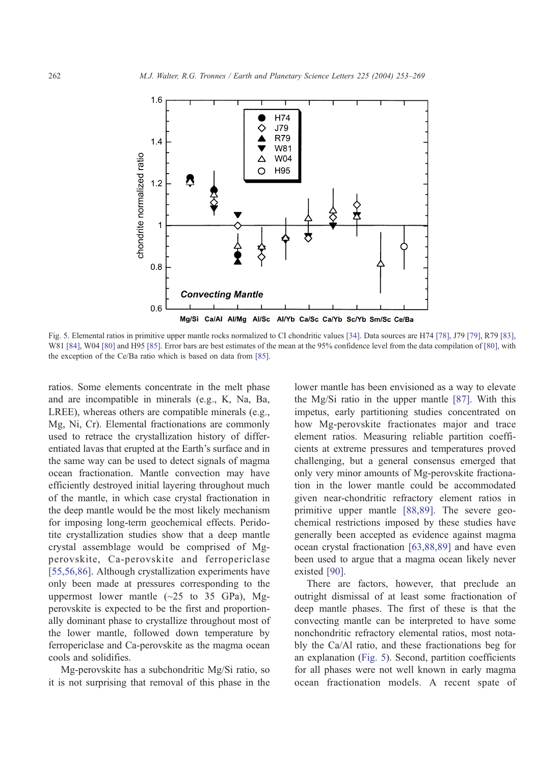Fig. 5. Elemental ratios in primitive upper mantle rocks normalized to CI chondritic values [34]. Data sources are H74 [78], J79 [79], R79 [83], W81 [84], W04 [80] and H95 [85]. Error bars are best estimates of the mean at the 95% confidence level from the data compilation of [80], with the exception of the Ce/Ba ratio which is based on data from [85].

ratios. Some elements concentrate in the melt phase and are incompatible in minerals (e.g., K, Na, Ba, LREE), whereas others are compatible minerals (e.g., Mg, Ni, Cr). Elemental fractionations are commonly used to retrace the crystallization history of differentiated lavas that erupted at the Earth's surface and in the same way can be used to detect signals of magma ocean fractionation. Mantle convection may have efficiently destroyed initial layering throughout much of the mantle, in which case crystal fractionation in the deep mantle would be the most likely mechanism for imposing long-term geochemical effects. Peridotite crystallization studies show that a deep mantle crystal assemblage would be comprised of Mg-perovskite, Ca-perovskite and ferropericlase [55,56,86]. Although crystallization experiments have only been made at pressures corresponding to the uppermost lower mantle (~25 to 35 GPa), Mg-perovskite is expected to be the first and proportionally dominant phase to crystallize throughout most of the lower mantle, followed down temperature by ferropericlase and Ca-perovskite as the magma ocean cools and solidifies.

Mg-perovskite has a subchondritic Mg/Si ratio, so it is not surprising that removal of this phase in the lower mantle has been envisioned as a way to elevate the Mg/Si ratio in the upper mantle [87]. With this impetus, early partitioning studies concentrated on how Mg-perovskite fractionates major and trace element ratios. Measuring reliable partition coefficients at extreme pressures and temperatures proved challenging, but a general consensus emerged that only very minor amounts of Mg-perovskite fractionation in the lower mantle could be accommodated given near-chondritic refractory element ratios in primitive upper mantle [88,89]. The severe geochemical restrictions imposed by these studies have generally been accepted as evidence against magma ocean crystal fractionation [63,88,89] and have even been used to argue that a magma ocean likely never existed [90].

There are factors, however, that preclude an outright dismissal of at least some fractionation of deep mantle phases. The first of these is that the convecting mantle can be interpreted to have some nonchondritic refractory elemental ratios, most notably the Ca/Al ratio, and these fractionations beg for an explanation (Fig. 5). Second, partition coefficients for all phases were not well known in early magma ocean fractionation models. A recent spate of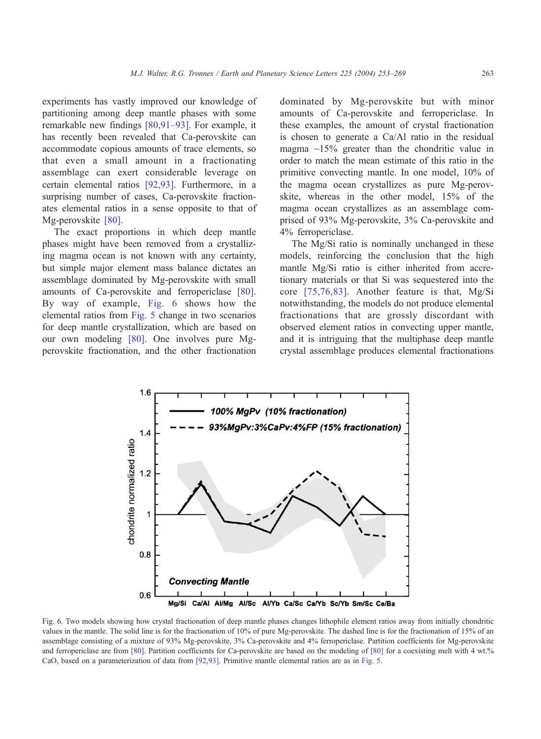experiments has vastly improved our knowledge of partitioning among deep mantle phases with some remarkable new findings [80,91–93]. For example, it has recently been revealed that Ca-perovskite can accommodate copious amounts of trace elements, so that even a small amount in a fractionating assemblage can exert considerable leverage on certain elemental ratios [92,93]. Furthermore, in a surprising number of cases, Ca-perovskite fractionates elemental ratios in a sense opposite to that of Mg-perovskite [80].

The exact proportions in which deep mantle phases might have been removed from a crystallizing magma ocean is not known with any certainty, but simple major element mass balance dictates an assemblage dominated by Mg-perovskite with small amounts of Ca-perovskite and ferropericlase [80]. By way of example, Fig. 6 shows how the elemental ratios from Fig. 5 change in two scenarios for deep mantle crystallization, which are based on our own modeling [80]. One involves pure Mg-perovskite fractionation, and the other fractionation dominated by Mg-perovskite but with minor amounts of Ca-perovskite and ferropericlase. In these examples, the amount of crystal fractionation is chosen to generate a Ca/Al ratio in the residual magma ~15% greater than the chondritic value in order to match the mean estimate of this ratio in the primitive convecting mantle. In one model, 10% of the magma ocean crystallizes as pure Mg-perovskite, whereas in the other model, 15% of the magma ocean crystallizes as an assemblage comprised of 93% Mg-perovskite, 3% Ca-perovskite and 4% ferropericlase.

The Mg/Si ratio is nominally unchanged in these models, reinforcing the conclusion that the high mantle Mg/Si ratio is either inherited from accretionary materials or that Si was sequestered into the core [75,76,83]. Another feature is that, Mg/Si notwithstanding, the models do not produce elemental fractionations that are grossly discordant with observed element ratios in convecting upper mantle, and it is intriguing that the multiphase deep mantle crystal assemblage produces elemental fractionations

Fig. 6. Two models showing how crystal fractionation of deep mantle phases changes lithophile element ratios away from initially chondritic values in the mantle. The solid line is for the fractionation of 10% of pure Mg-perovskite. The dashed line is for the fractionation of 15% of an assemblage consisting of a mixture of 93% Mg-perovskite, 3% Ca-perovskite and 4% ferropericlase. Partition coefficients for Mg-perovskite and ferropericlase are from [80]. Partition coefficients for Ca-perovskite are based on the modeling of [80] for a coexisting melt with 4 wt.% CaO, based on a parameterization of data from [92,93]. Primitive mantle elemental ratios are as in Fig. 5.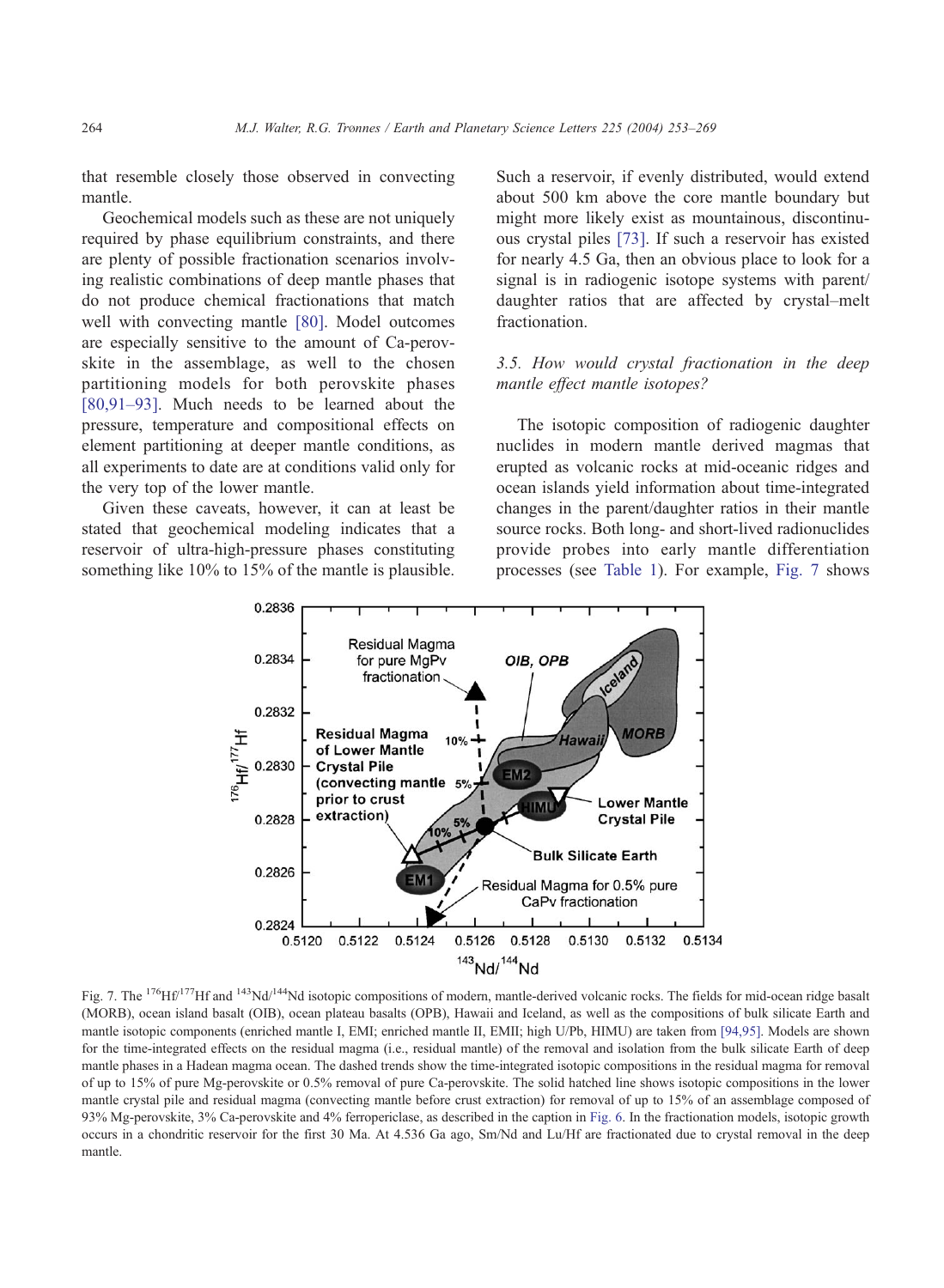that resemble closely those observed in convecting mantle.

Geochemical models such as these are not uniquely required by phase equilibrium constraints, and there are plenty of possible fractionation scenarios involving realistic combinations of deep mantle phases that do not produce chemical fractionations that match well with convecting mantle [80]. Model outcomes are especially sensitive to the amount of Ca-perovskite in the assemblage, as well to the chosen partitioning models for both perovskite phases [80,91–93]. Much needs to be learned about the pressure, temperature and compositional effects on element partitioning at deeper mantle conditions, as all experiments to date are at conditions valid only for the very top of the lower mantle.

Given these caveats, however, it can at least be stated that geochemical modeling indicates that a reservoir of ultra-high-pressure phases constituting something like 10% to 15% of the mantle is plausible. Such a reservoir, if evenly distributed, would extend about 500 km above the core mantle boundary but might more likely exist as mountainous, discontinuous crystal piles [73]. If such a reservoir has existed for nearly 4.5 Ga, then an obvious place to look for a signal is in radiogenic isotope systems with parent/daughter ratios that are affected by crystal–melt fractionation.

### *3.5. How would crystal fractionation in the deep mantle effect mantle isotopes?*

The isotopic composition of radiogenic daughter nuclides in modern mantle derived magmas that erupted as volcanic rocks at mid-oceanic ridges and ocean islands yield information about time-integrated changes in the parent/daughter ratios in their mantle source rocks. Both long- and short-lived radionuclides provide probes into early mantle differentiation processes (see Table 1). For example, Fig. 7 shows

Fig. 7. The $^{176}Hf/^{177}Hf$ and $^{143}Nd/^{144}Nd$ isotopic compositions of modern, mantle-derived volcanic rocks. The fields for mid-ocean ridge basalt (MORB), ocean island basalt (OIB), ocean plateau basalts (OPB), Hawaii and Iceland, as well as the compositions of bulk silicate Earth and mantle isotopic components (enriched mantle I, EMI; enriched mantle II, EMII; high U/Pb, HIMU) are taken from [94,95]. Models are shown for the time-integrated effects on the residual magma (i.e., residual mantle) of the removal and isolation from the bulk silicate Earth of deep mantle phases in a Hadean magma ocean. The dashed trends show the time-integrated isotopic compositions in the residual magma for removal of up to 15% of pure Mg-perovskite or 0.5% removal of pure Ca-perovskite. The solid hatched line shows isotopic compositions in the lower mantle crystal pile and residual magma (convecting mantle before crust extraction) for removal of up to 15% of an assemblage composed of 93% Mg-perovskite, 3% Ca-perovskite and 4% ferropericlase, as described in the caption in Fig. 6. In the fractionation models, isotopic growth occurs in a chondritic reservoir for the first 30 Ma. At 4.536 Ga ago, Sm/Nd and Lu/Hf are fractionated due to crystal removal in the deep mantle.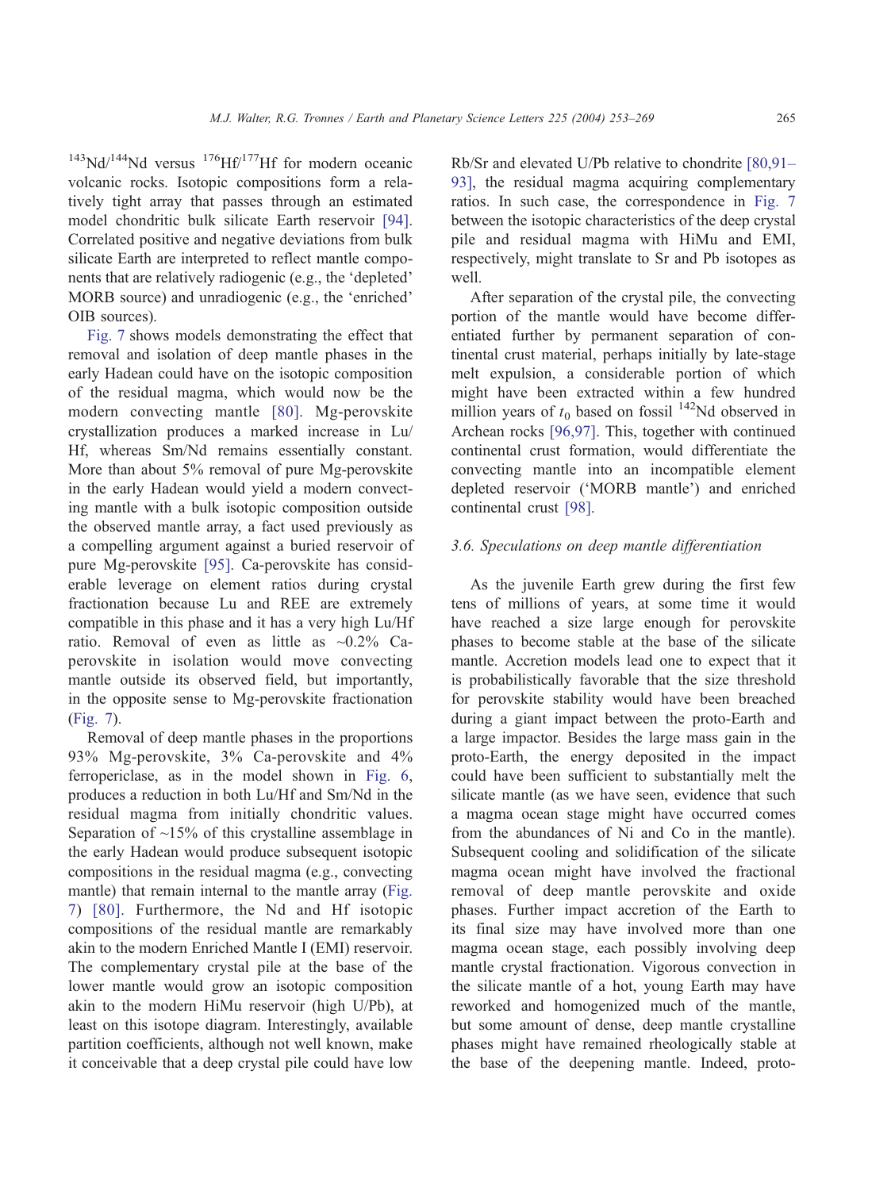$^{143}Nd/^{144}Nd$ versus $^{176}Hf/^{177}Hf$ for modern oceanic volcanic rocks. Isotopic compositions form a relatively tight array that passes through an estimated model chondritic bulk silicate Earth reservoir [94]. Correlated positive and negative deviations from bulk silicate Earth are interpreted to reflect mantle components that are relatively radiogenic (e.g., the 'depleted' MORB source) and unradiogenic (e.g., the 'enriched' OIB sources).

Fig. 7 shows models demonstrating the effect that removal and isolation of deep mantle phases in the early Hadean could have on the isotopic composition of the residual magma, which would now be the modern convecting mantle [80]. Mg-perovskite crystallization produces a marked increase in Lu/Hf, whereas Sm/Nd remains essentially constant. More than about 5% removal of pure Mg-perovskite in the early Hadean would yield a modern convecting mantle with a bulk isotopic composition outside the observed mantle array, a fact used previously as a compelling argument against a buried reservoir of pure Mg-perovskite [95]. Ca-perovskite has considerable leverage on element ratios during crystal fractionation because Lu and REE are extremely compatible in this phase and it has a very high Lu/Hf ratio. Removal of even as little as ~0.2% Ca-perovskite in isolation would move convecting mantle outside its observed field, but importantly, in the opposite sense to Mg-perovskite fractionation (Fig. 7).

Removal of deep mantle phases in the proportions 93% Mg-perovskite, 3% Ca-perovskite and 4% ferropericlase, as in the model shown in Fig. 6, produces a reduction in both Lu/Hf and Sm/Nd in the residual magma from initially chondritic values. Separation of ~15% of this crystalline assemblage in the early Hadean would produce subsequent isotopic compositions in the residual magma (e.g., convecting mantle) that remain internal to the mantle array (Fig. 7) [80]. Furthermore, the Nd and Hf isotopic compositions of the residual mantle are remarkably akin to the modern Enriched Mantle I (EMI) reservoir. The complementary crystal pile at the base of the lower mantle would grow an isotopic composition akin to the modern HiMu reservoir (high U/Pb), at least on this isotope diagram. Interestingly, available partition coefficients, although not well known, make it conceivable that a deep crystal pile could have low Rb/Sr and elevated U/Pb relative to chondrite [80,91–93], the residual magma acquiring complementary ratios. In such case, the correspondence in Fig. 7 between the isotopic characteristics of the deep crystal pile and residual magma with HiMu and EMI, respectively, might translate to Sr and Pb isotopes as well.

After separation of the crystal pile, the convecting portion of the mantle would have become differentiated further by permanent separation of continental crust material, perhaps initially by late-stage melt expulsion, a considerable portion of which might have been extracted within a few hundred million years of $t_0$ based on fossil $^{142}Nd$ observed in Archean rocks [96,97]. This, together with continued continental crust formation, would differentiate the convecting mantle into an incompatible element depleted reservoir ('MORB mantle') and enriched continental crust [98].

### 3.6. Speculations on deep mantle differentiation

As the juvenile Earth grew during the first few tens of millions of years, at some time it would have reached a size large enough for perovskite phases to become stable at the base of the silicate mantle. Accretion models lead one to expect that it is probabilistically favorable that the size threshold for perovskite stability would have been breached during a giant impact between the proto-Earth and a large impactor. Besides the large mass gain in the proto-Earth, the energy deposited in the impact could have been sufficient to substantially melt the silicate mantle (as we have seen, evidence that such a magma ocean stage might have occurred comes from the abundances of Ni and Co in the mantle). Subsequent cooling and solidification of the silicate magma ocean might have involved the fractional removal of deep mantle perovskite and oxide phases. Further impact accretion of the Earth to its final size may have involved more than one magma ocean stage, each possibly involving deep mantle crystal fractionation. Vigorous convection in the silicate mantle of a hot, young Earth may have reworked and homogenized much of the mantle, but some amount of dense, deep mantle crystalline phases might have remained rheologically stable at the base of the deepening mantle. Indeed, proto-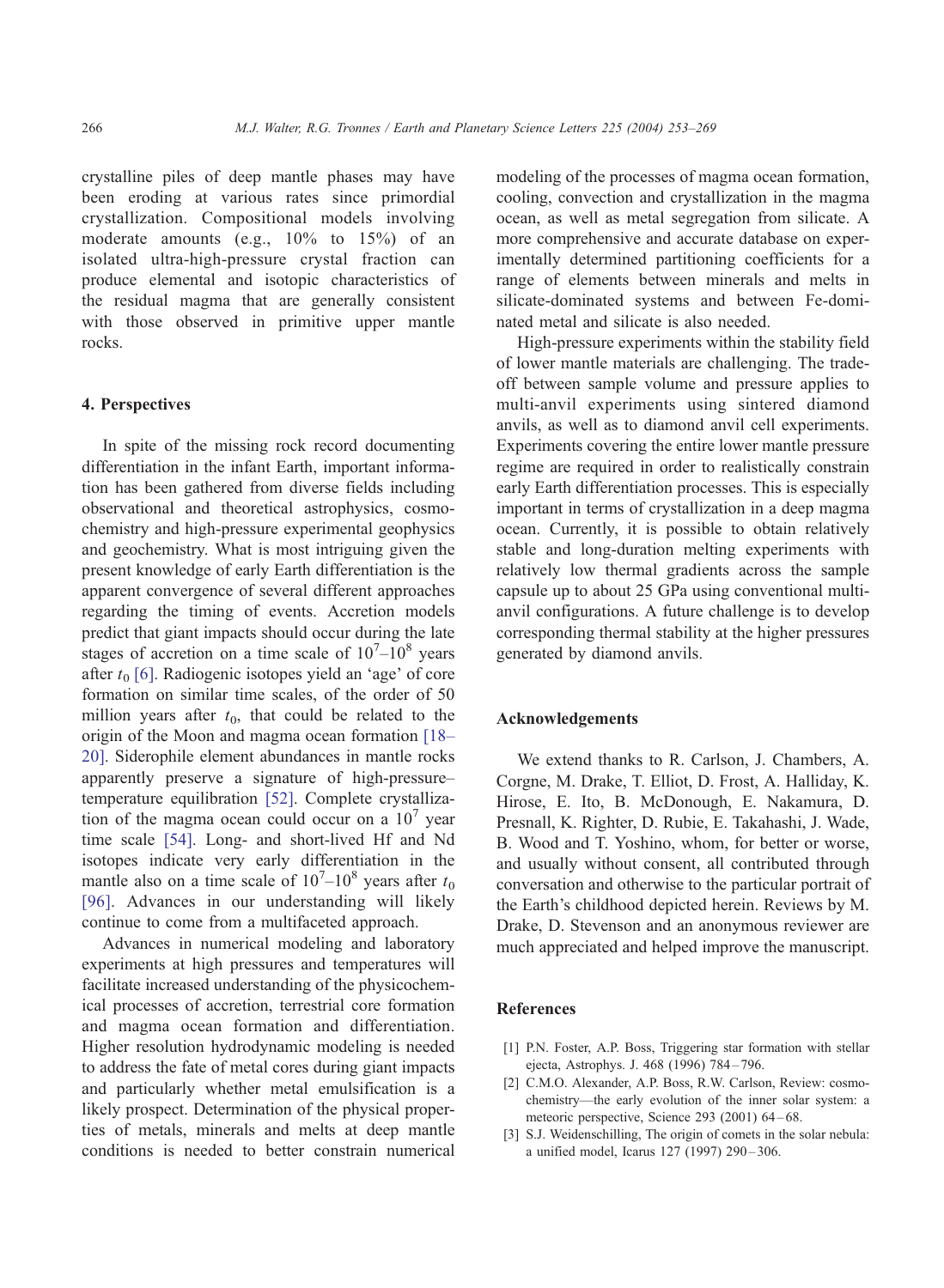crystalline piles of deep mantle phases may have been eroding at various rates since primordial crystallization. Compositional models involving moderate amounts (e.g., 10% to 15%) of an isolated ultra-high-pressure crystal fraction can produce elemental and isotopic characteristics of the residual magma that are generally consistent with those observed in primitive upper mantle rocks.

## 4. Perspectives

In spite of the missing rock record documenting differentiation in the infant Earth, important information has been gathered from diverse fields including observational and theoretical astrophysics, cosmochemistry and high-pressure experimental geophysics and geochemistry. What is most intriguing given the present knowledge of early Earth differentiation is the apparent convergence of several different approaches regarding the timing of events. Accretion models predict that giant impacts should occur during the late stages of accretion on a time scale of $10^7$–$10^8$ years after $t_0$ [6]. Radiogenic isotopes yield an 'age' of core formation on similar time scales, of the order of 50 million years after $t_0$, that could be related to the origin of the Moon and magma ocean formation [18–20]. Siderophile element abundances in mantle rocks apparently preserve a signature of high-pressure–temperature equilibration [52]. Complete crystallization of the magma ocean could occur on a $10^7$ year time scale [54]. Long- and short-lived Hf and Nd isotopes indicate very early differentiation in the mantle also on a time scale of $10^7$–$10^8$ years after $t_0$ [96]. Advances in our understanding will likely continue to come from a multifaceted approach.

Advances in numerical modeling and laboratory experiments at high pressures and temperatures will facilitate increased understanding of the physicochemical processes of accretion, terrestrial core formation and magma ocean formation and differentiation. Higher resolution hydrodynamic modeling is needed to address the fate of metal cores during giant impacts and particularly whether metal emulsification is a likely prospect. Determination of the physical properties of metals, minerals and melts at deep mantle conditions is needed to better constrain numerical modeling of the processes of magma ocean formation, cooling, convection and crystallization in the magma ocean, as well as metal segregation from silicate. A more comprehensive and accurate database on experimentally determined partitioning coefficients for a range of elements between minerals and melts in silicate-dominated systems and between Fe-dominated metal and silicate is also needed.

High-pressure experiments within the stability field of lower mantle materials are challenging. The trade-off between sample volume and pressure applies to multi-anvil experiments using sintered diamond anvils, as well as to diamond anvil cell experiments. Experiments covering the entire lower mantle pressure regime are required in order to realistically constrain early Earth differentiation processes. This is especially important in terms of crystallization in a deep magma ocean. Currently, it is possible to obtain relatively stable and long-duration melting experiments with relatively low thermal gradients across the sample capsule up to about 25 GPa using conventional multi-anvil configurations. A future challenge is to develop corresponding thermal stability at the higher pressures generated by diamond anvils.

## Acknowledgements

We extend thanks to R. Carlson, J. Chambers, A. Corgne, M. Drake, T. Elliot, D. Frost, A. Halliday, K. Hirose, E. Ito, B. McDonough, E. Nakamura, D. Presnall, K. Righter, D. Rubie, E. Takahashi, J. Wade, B. Wood and T. Yoshino, whom, for better or worse, and usually without consent, all contributed through conversation and otherwise to the particular portrait of the Earth's childhood depicted herein. Reviews by M. Drake, D. Stevenson and an anonymous reviewer are much appreciated and helped improve the manuscript.

## References

[1] P.N. Foster, A.P. Boss, Triggering star formation with stellar ejecta, Astrophys. J. 468 (1996) 784–796.

[2] C.M.O. Alexander, A.P. Boss, R.W. Carlson, Review: cosmochemistry—the early evolution of the inner solar system: a meteoric perspective, Science 293 (2001) 64–68.

[3] S.J. Weidenschilling, The origin of comets in the solar nebula: a unified model, Icarus 127 (1997) 290–306.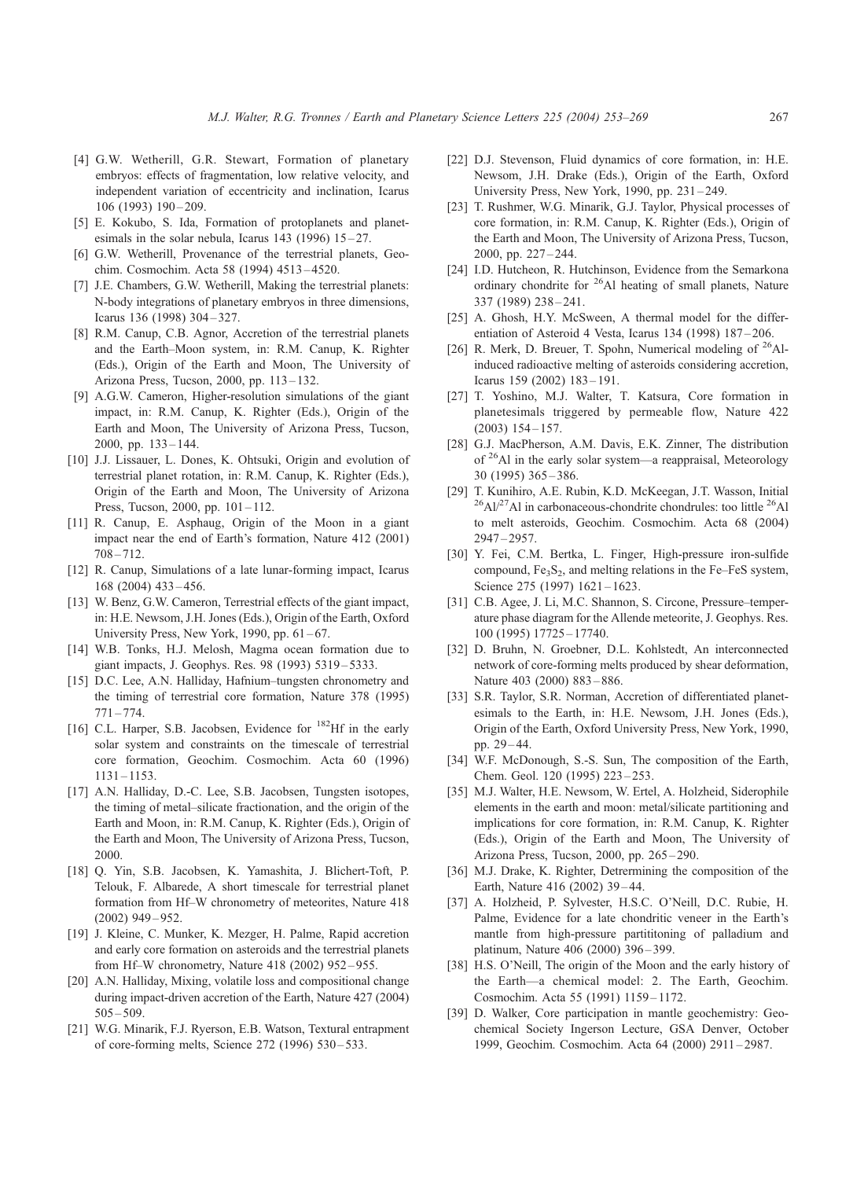[4] G.W. Wetherill, G.R. Stewart, Formation of planetary embryos: effects of fragmentation, low relative velocity, and independent variation of eccentricity and inclination, Icarus 106 (1993) 190–209.

[5] E. Kokubo, S. Ida, Formation of protoplanets and planetesimals in the solar nebula, Icarus 143 (1996) 15–27.

[6] G.W. Wetherill, Provenance of the terrestrial planets, Geochim. Cosmochim. Acta 58 (1994) 4513–4520.

[7] J.E. Chambers, G.W. Wetherill, Making the terrestrial planets: N-body integrations of planetary embryos in three dimensions, Icarus 136 (1998) 304–327.

[8] R.M. Canup, C.B. Agnor, Accretion of the terrestrial planets and the Earth–Moon system, in: R.M. Canup, K. Righter (Eds.), Origin of the Earth and Moon, The University of Arizona Press, Tucson, 2000, pp. 113–132.

[9] A.G.W. Cameron, Higher-resolution simulations of the giant impact, in: R.M. Canup, K. Righter (Eds.), Origin of the Earth and Moon, The University of Arizona Press, Tucson, 2000, pp. 133–144.

[10] J.J. Lissauer, L. Dones, K. Ohtsuki, Origin and evolution of terrestrial planet rotation, in: R.M. Canup, K. Righter (Eds.), Origin of the Earth and Moon, The University of Arizona Press, Tucson, 2000, pp. 101–112.

[11] R. Canup, E. Asphaug, Origin of the Moon in a giant impact near the end of Earth's formation, Nature 412 (2001) 708–712.

[12] R. Canup, Simulations of a late lunar-forming impact, Icarus 168 (2004) 433–456.

[13] W. Benz, G.W. Cameron, Terrestrial effects of the giant impact, in: H.E. Newsom, J.H. Jones (Eds.), Origin of the Earth, Oxford University Press, New York, 1990, pp. 61–67.

[14] W.B. Tonks, H.J. Melosh, Magma ocean formation due to giant impacts, J. Geophys. Res. 98 (1993) 5319–5333.

[15] D.C. Lee, A.N. Halliday, Hafnium–tungsten chronometry and the timing of terrestrial core formation, Nature 378 (1995) 771–774.

[16] C.L. Harper, S.B. Jacobsen, Evidence for $^{182}$Hf in the early solar system and constraints on the timescale of terrestrial core formation, Geochim. Cosmochim. Acta 60 (1996) 1131–1153.

[17] A.N. Halliday, D.-C. Lee, S.B. Jacobsen, Tungsten isotopes, the timing of metal–silicate fractionation, and the origin of the Earth and Moon, in: R.M. Canup, K. Righter (Eds.), Origin of the Earth and Moon, The University of Arizona Press, Tucson, 2000.

[18] Q. Yin, S.B. Jacobsen, K. Yamashita, J. Blichert-Toft, P. Telouk, F. Albarede, A short timescale for terrestrial planet formation from Hf–W chronometry of meteorites, Nature 418 (2002) 949–952.

[19] J. Kleine, C. Munker, K. Mezger, H. Palme, Rapid accretion and early core formation on asteroids and the terrestrial planets from Hf–W chronometry, Nature 418 (2002) 952–955.

[20] A.N. Halliday, Mixing, volatile loss and compositional change during impact-driven accretion of the Earth, Nature 427 (2004) 505–509.

[21] W.G. Minarik, F.J. Ryerson, E.B. Watson, Textural entrapment of core-forming melts, Science 272 (1996) 530–533.

[22] D.J. Stevenson, Fluid dynamics of core formation, in: H.E. Newsom, J.H. Drake (Eds.), Origin of the Earth, Oxford University Press, New York, 1990, pp. 231–249.

[23] T. Rushmer, W.G. Minarik, G.J. Taylor, Physical processes of core formation, in: R.M. Canup, K. Righter (Eds.), Origin of the Earth and Moon, The University of Arizona Press, Tucson, 2000, pp. 227–244.

[24] I.D. Hutcheon, R. Hutchinson, Evidence from the Semarkona ordinary chondrite for $^{26}$Al heating of small planets, Nature 337 (1989) 238–241.

[25] A. Ghosh, H.Y. McSween, A thermal model for the differentiation of Asteroid 4 Vesta, Icarus 134 (1998) 187–206.

[26] R. Merk, D. Breuer, T. Spohn, Numerical modeling of $^{26}$Al-induced radioactive melting of asteroids considering accretion, Icarus 159 (2002) 183–191.

[27] T. Yoshino, M.J. Walter, T. Katsura, Core formation in planetesimals triggered by permeable flow, Nature 422 (2003) 154–157.

[28] G.J. MacPherson, A.M. Davis, E.K. Zinner, The distribution of $^{26}$Al in the early solar system—a reappraisal, Meteorology 30 (1995) 365–386.

[29] T. Kunihiro, A.E. Rubin, K.D. McKeegan, J.T. Wasson, Initial $^{26}$Al/$^{27}$Al in carbonaceous-chondrite chondrules: too little $^{26}$Al to melt asteroids, Geochim. Cosmochim. Acta 68 (2004) 2947–2957.

[30] Y. Fei, C.M. Bertka, L. Finger, High-pressure iron-sulfide compound, $Fe_3S_2$, and melting relations in the Fe–FeS system, Science 275 (1997) 1621–1623.

[31] C.B. Agee, J. Li, M.C. Shannon, S. Circone, Pressure–temperature phase diagram for the Allende meteorite, J. Geophys. Res. 100 (1995) 17725–17740.

[32] D. Bruhn, N. Groebner, D.L. Kohlstedt, An interconnected network of core-forming melts produced by shear deformation, Nature 403 (2000) 883–886.

[33] S.R. Taylor, S.R. Norman, Accretion of differentiated planetesimals to the Earth, in: H.E. Newsom, J.H. Jones (Eds.), Origin of the Earth, Oxford University Press, New York, 1990, pp. 29–44.

[34] W.F. McDonough, S.-S. Sun, The composition of the Earth, Chem. Geol. 120 (1995) 223–253.

[35] M.J. Walter, H.E. Newsom, W. Ertel, A. Holzheid, Siderophile elements in the earth and moon: metal/silicate partitioning and implications for core formation, in: R.M. Canup, K. Righter (Eds.), Origin of the Earth and Moon, The University of Arizona Press, Tucson, 2000, pp. 265–290.

[36] M.J. Drake, K. Righter, Detrermining the composition of the Earth, Nature 416 (2002) 39–44.

[37] A. Holzheid, P. Sylvester, H.S.C. O'Neill, D.C. Rubie, H. Palme, Evidence for a late chondritic veneer in the Earth's mantle from high-pressure partititoning of palladium and platinum, Nature 406 (2000) 396–399.

[38] H.S. O'Neill, The origin of the Moon and the early history of the Earth—a chemical model: 2. The Earth, Geochim. Cosmochim. Acta 55 (1991) 1159–1172.

[39] D. Walker, Core participation in mantle geochemistry: Geochemical Society Ingerson Lecture, GSA Denver, October 1999, Geochim. Cosmochim. Acta 64 (2000) 2911–2987.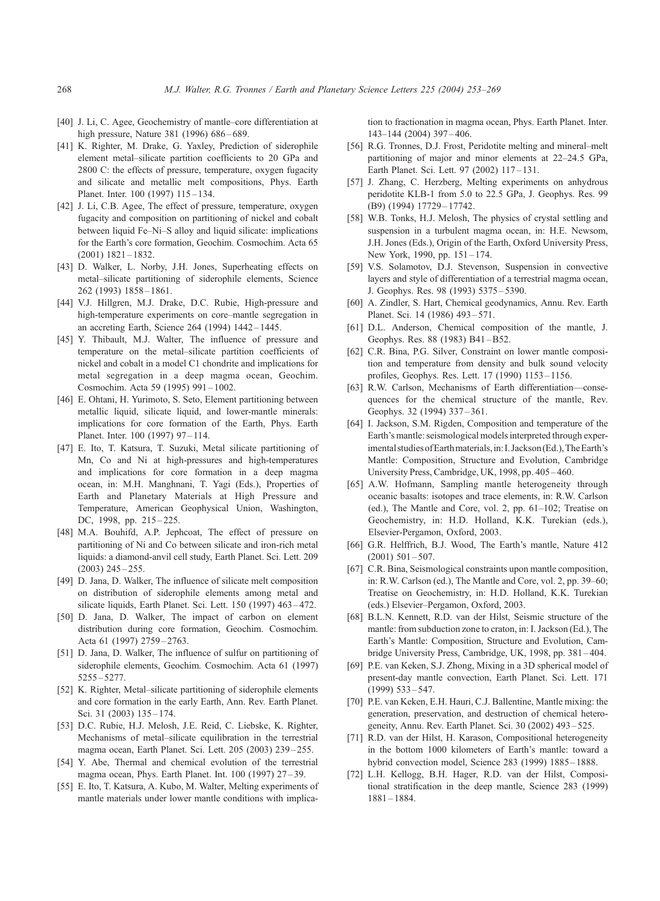[40] J. Li, C. Agee, Geochemistry of mantle–core differentiation at high pressure, Nature 381 (1996) 686–689.

[41] K. Righter, M. Drake, G. Yaxley, Prediction of siderophile element metal–silicate partition coefficients to 20 GPa and 2800 C: the effects of pressure, temperature, oxygen fugacity and silicate and metallic melt compositions, Phys. Earth Planet. Inter. 100 (1997) 115–134.

[42] J. Li, C.B. Agee, The effect of pressure, temperature, oxygen fugacity and composition on partitioning of nickel and cobalt between liquid Fe–Ni–S alloy and liquid silicate: implications for the Earth's core formation, Geochim. Cosmochim. Acta 65 (2001) 1821–1832.

[43] D. Walker, L. Norby, J.H. Jones, Superheating effects on metal–silicate partitioning of siderophile elements, Science 262 (1993) 1858–1861.

[44] V.J. Hillgren, M.J. Drake, D.C. Rubie, High-pressure and high-temperature experiments on core–mantle segregation in an accreting Earth, Science 264 (1994) 1442–1445.

[45] Y. Thibault, M.J. Walter, The influence of pressure and temperature on the metal–silicate partition coefficients of nickel and cobalt in a model C1 chondrite and implications for metal segregation in a deep magma ocean, Geochim. Cosmochim. Acta 59 (1995) 991–1002.

[46] E. Ohtani, H. Yurimoto, S. Seto, Element partitioning between metallic liquid, silicate liquid, and lower-mantle minerals: implications for core formation of the Earth, Phys. Earth Planet. Inter. 100 (1997) 97–114.

[47] E. Ito, T. Katsura, T. Suzuki, Metal silicate partitioning of Mn, Co and Ni at high-pressures and high-temperatures and implications for core formation in a deep magma ocean, in: M.H. Manghnani, T. Yagi (Eds.), Properties of Earth and Planetary Materials at High Pressure and Temperature, American Geophysical Union, Washington, DC, 1998, pp. 215–225.

[48] M.A. Bouhifd, A.P. Jephcoat, The effect of pressure on partitioning of Ni and Co between silicate and iron-rich metal liquids: a diamond-anvil cell study, Earth Planet. Sci. Lett. 209 (2003) 245–255.

[49] D. Jana, D. Walker, The influence of silicate melt composition on distribution of siderophile elements among metal and silicate liquids, Earth Planet. Sci. Lett. 150 (1997) 463–472.

[50] D. Jana, D. Walker, The impact of carbon on element distribution during core formation, Geochim. Cosmochim. Acta 61 (1997) 2759–2763.

[51] D. Jana, D. Walker, The influence of sulfur on partitioning of siderophile elements, Geochim. Cosmochim. Acta 61 (1997) 5255–5277.

[52] K. Righter, Metal–silicate partitioning of siderophile elements and core formation in the early Earth, Ann. Rev. Earth Planet. Sci. 31 (2003) 135–174.

[53] D.C. Rubie, H.J. Melosh, J.E. Reid, C. Liebske, K. Righter, Mechanisms of metal–silicate equilibration in the terrestrial magma ocean, Earth Planet. Sci. Lett. 205 (2003) 239–255.

[54] Y. Abe, Thermal and chemical evolution of the terrestrial magma ocean, Phys. Earth Planet. Int. 100 (1997) 27–39.

[55] E. Ito, T. Katsura, A. Kubo, M. Walter, Melting experiments of mantle materials under lower mantle conditions with implication to fractionation in magma ocean, Phys. Earth Planet. Inter. 143–144 (2004) 397–406.

[56] R.G. Tronnes, D.J. Frost, Peridotite melting and mineral–melt partitioning of major and minor elements at 22–24.5 GPa, Earth Planet. Sci. Lett. 97 (2002) 117–131.

[57] J. Zhang, C. Herzberg, Melting experiments on anhydrous peridotite KLB-1 from 5.0 to 22.5 GPa, J. Geophys. Res. 99 (B9) (1994) 17729–17742.

[58] W.B. Tonks, H.J. Melosh, The physics of crystal settling and suspension in a turbulent magma ocean, in: H.E. Newsom, J.H. Jones (Eds.), Origin of the Earth, Oxford University Press, New York, 1990, pp. 151–174.

[59] V.S. Solamotov, D.J. Stevenson, Suspension in convective layers and style of differentiation of a terrestrial magma ocean, J. Geophys. Res. 98 (1993) 5375–5390.

[60] A. Zindler, S. Hart, Chemical geodynamics, Annu. Rev. Earth Planet. Sci. 14 (1986) 493–571.

[61] D.L. Anderson, Chemical composition of the mantle, J. Geophys. Res. 88 (1983) B41–B52.

[62] C.R. Bina, P.G. Silver, Constraint on lower mantle composition and temperature from density and bulk sound velocity profiles, Geophys. Res. Lett. 17 (1990) 1153–1156.

[63] R.W. Carlson, Mechanisms of Earth differentiation—consequences for the chemical structure of the mantle, Rev. Geophys. 32 (1994) 337–361.

[64] I. Jackson, S.M. Rigden, Composition and temperature of the Earth's mantle: seismological models interpreted through experimental studies of Earth materials, in: I. Jackson (Ed.), The Earth's Mantle: Composition, Structure and Evolution, Cambridge University Press, Cambridge, UK, 1998, pp. 405–460.

[65] A.W. Hofmann, Sampling mantle heterogeneity through oceanic basalts: isotopes and trace elements, in: R.W. Carlson (ed.), The Mantle and Core, vol. 2, pp. 61–102; Treatise on Geochemistry, in: H.D. Holland, K.K. Turekian (eds.), Elsevier-Pergamon, Oxford, 2003.

[66] G.R. Helffrich, B.J. Wood, The Earth's mantle, Nature 412 (2001) 501–507.

[67] C.R. Bina, Seismological constraints upon mantle composition, in: R.W. Carlson (ed.), The Mantle and Core, vol. 2, pp. 39–60; Treatise on Geochemistry, in: H.D. Holland, K.K. Turekian (eds.) Elsevier–Pergamon, Oxford, 2003.

[68] B.L.N. Kennett, R.D. van der Hilst, Seismic structure of the mantle: from subduction zone to craton, in: I. Jackson (Ed.), The Earth's Mantle: Composition, Structure and Evolution, Cambridge University Press, Cambridge, UK, 1998, pp. 381–404.

[69] P.E. van Keken, S.J. Zhong, Mixing in a 3D spherical model of present-day mantle convection, Earth Planet. Sci. Lett. 171 (1999) 533–547.

[70] P.E. van Keken, E.H. Hauri, C.J. Ballentine, Mantle mixing: the generation, preservation, and destruction of chemical heterogeneity, Annu. Rev. Earth Planet. Sci. 30 (2002) 493–525.

[71] R.D. van der Hilst, H. Karason, Compositional heterogeneity in the bottom 1000 kilometers of Earth's mantle: toward a hybrid convection model, Science 283 (1999) 1885–1888.

[72] L.H. Kellogg, B.H. Hager, R.D. van der Hilst, Compositional stratification in the deep mantle, Science 283 (1999) 1881–1884.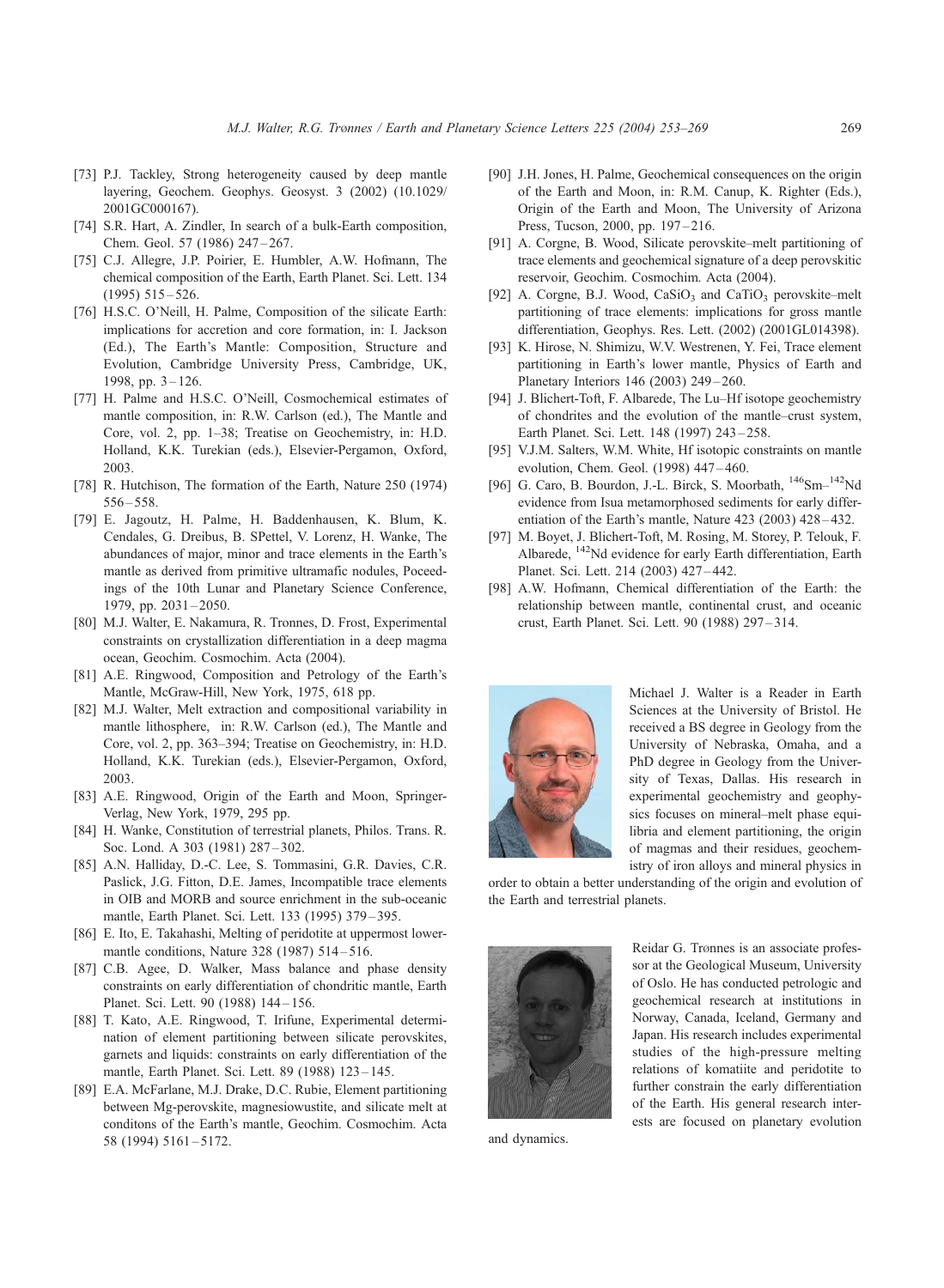[73] P.J. Tackley, Strong heterogeneity caused by deep mantle layering, Geochem. Geophys. Geosyst. 3 (2002) (10.1029/2001GC000167).

[74] S.R. Hart, A. Zindler, In search of a bulk-Earth composition, Chem. Geol. 57 (1986) 247–267.

[75] C.J. Allegre, J.P. Poirier, E. Humbler, A.W. Hofmann, The chemical composition of the Earth, Earth Planet. Sci. Lett. 134 (1995) 515–526.

[76] H.S.C. O'Neill, H. Palme, Composition of the silicate Earth: implications for accretion and core formation, in: I. Jackson (Ed.), The Earth's Mantle: Composition, Structure and Evolution, Cambridge University Press, Cambridge, UK, 1998, pp. 3–126.

[77] H. Palme and H.S.C. O'Neill, Cosmochemical estimates of mantle composition, in: R.W. Carlson (ed.), The Mantle and Core, vol. 2, pp. 1–38; Treatise on Geochemistry, in: H.D. Holland, K.K. Turekian (eds.), Elsevier-Pergamon, Oxford, 2003.

[78] R. Hutchison, The formation of the Earth, Nature 250 (1974) 556–558.

[79] E. Jagoutz, H. Palme, H. Baddenhausen, K. Blum, K. Cendales, G. Dreibus, B. SPettel, V. Lorenz, H. Wanke, The abundances of major, minor and trace elements in the Earth's mantle as derived from primitive ultramafic nodules, Poceedings of the 10th Lunar and Planetary Science Conference, 1979, pp. 2031–2050.

[80] M.J. Walter, E. Nakamura, R. Tronnes, D. Frost, Experimental constraints on crystallization differentiation in a deep magma ocean, Geochim. Cosmochim. Acta (2004).

[81] A.E. Ringwood, Composition and Petrology of the Earth's Mantle, McGraw-Hill, New York, 1975, 618 pp.

[82] M.J. Walter, Melt extraction and compositional variability in mantle lithosphere, in: R.W. Carlson (ed.), The Mantle and Core, vol. 2, pp. 363–394; Treatise on Geochemistry, in: H.D. Holland, K.K. Turekian (eds.), Elsevier-Pergamon, Oxford, 2003.

[83] A.E. Ringwood, Origin of the Earth and Moon, Springer-Verlag, New York, 1979, 295 pp.

[84] H. Wanke, Constitution of terrestrial planets, Philos. Trans. R. Soc. Lond. A 303 (1981) 287–302.

[85] A.N. Halliday, D.-C. Lee, S. Tommasini, G.R. Davies, C.R. Paslick, J.G. Fitton, D.E. James, Incompatible trace elements in OIB and MORB and source enrichment in the sub-oceanic mantle, Earth Planet. Sci. Lett. 133 (1995) 379–395.

[86] E. Ito, E. Takahashi, Melting of peridotite at uppermost lower-mantle conditions, Nature 328 (1987) 514–516.

[87] C.B. Agee, D. Walker, Mass balance and phase density constraints on early differentiation of chondritic mantle, Earth Planet. Sci. Lett. 90 (1988) 144–156.

[88] T. Kato, A.E. Ringwood, T. Irifune, Experimental determination of element partitioning between silicate perovskites, garnets and liquids: constraints on early differentiation of the mantle, Earth Planet. Sci. Lett. 89 (1988) 123–145.

[89] E.A. McFarlane, M.J. Drake, D.C. Rubie, Element partitioning between Mg-perovskite, magnesiowustite, and silicate melt at conditons of the Earth's mantle, Geochim. Cosmochim. Acta 58 (1994) 5161–5172.

[90] J.H. Jones, H. Palme, Geochemical consequences on the origin of the Earth and Moon, in: R.M. Canup, K. Righter (Eds.), Origin of the Earth and Moon, The University of Arizona Press, Tucson, 2000, pp. 197–216.

[91] A. Corgne, B. Wood, Silicate perovskite–melt partitioning of trace elements and geochemical signature of a deep perovskitic reservoir, Geochim. Cosmochim. Acta (2004).

[92] A. Corgne, B.J. Wood, $CaSiO_3$ and $CaTiO_3$ perovskite–melt partitioning of trace elements: implications for gross mantle differentiation, Geophys. Res. Lett. (2002) (2001GL014398).

[93] K. Hirose, N. Shimizu, W.V. Westrenen, Y. Fei, Trace element partitioning in Earth's lower mantle, Physics of Earth and Planetary Interiors 146 (2003) 249–260.

[94] J. Blichert-Toft, F. Albarede, The Lu–Hf isotope geochemistry of chondrites and the evolution of the mantle–crust system, Earth Planet. Sci. Lett. 148 (1997) 243–258.

[95] V.J.M. Salters, W.M. White, Hf isotopic constraints on mantle evolution, Chem. Geol. (1998) 447–460.

[96] G. Caro, B. Bourdon, J.-L. Birck, S. Moorbath, $^{146}$Sm–$^{142}$Nd evidence from Isua metamorphosed sediments for early differentiation of the Earth's mantle, Nature 423 (2003) 428–432.

[97] M. Boyet, J. Blichert-Toft, M. Rosing, M. Storey, P. Telouk, F. Albarede, $^{142}$Nd evidence for early Earth differentiation, Earth Planet. Sci. Lett. 214 (2003) 427–442.

[98] A.W. Hofmann, Chemical differentiation of the Earth: the relationship between mantle, continental crust, and oceanic crust, Earth Planet. Sci. Lett. 90 (1988) 297–314.

Michael J. Walter is a Reader in Earth Sciences at the University of Bristol. He received a BS degree in Geology from the University of Nebraska, Omaha, and a PhD degree in Geology from the University of Texas, Dallas. His research in experimental geochemistry and geophysics focuses on mineral–melt phase equilibria and element partitioning, the origin of magmas and their residues, geochemistry of iron alloys and mineral physics in order to obtain a better understanding of the origin and evolution of the Earth and terrestrial planets.

Reidar G. Trønnes is an associate professor at the Geological Museum, University of Oslo. He has conducted petrologic and geochemical research at institutions in Norway, Canada, Iceland, Germany and Japan. His research includes experimental studies of the high-pressure melting relations of komatiite and peridotite to further constrain the early differentiation of the Earth. His general research interests are focused on planetary evolution and dynamics.